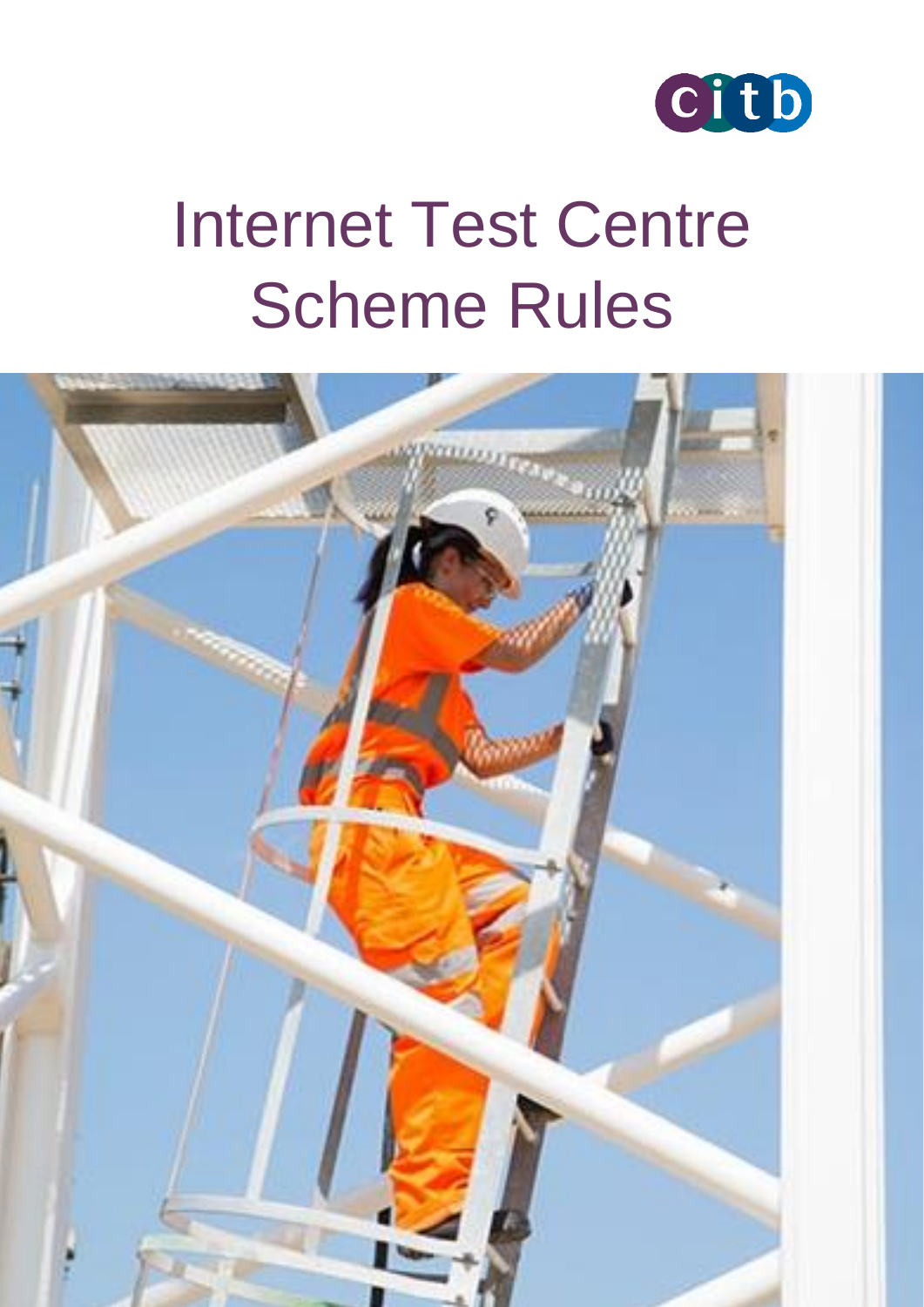citb

# Internet Test Centre Scheme Rules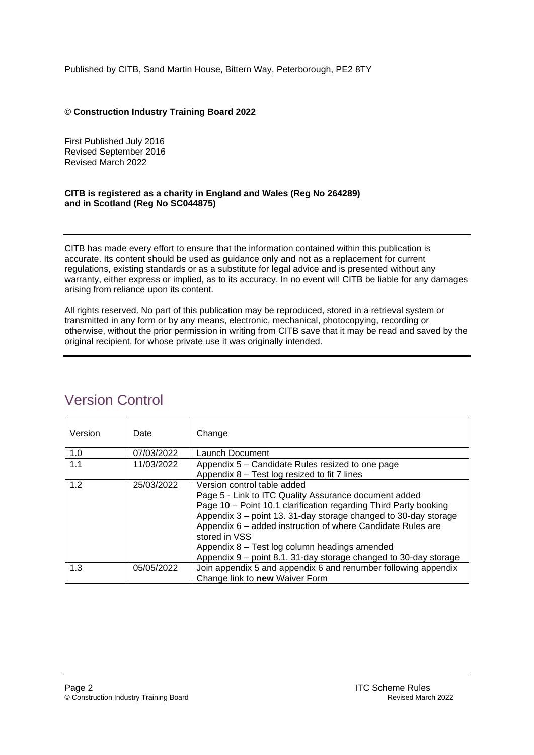Published by CITB, Sand Martin House, Bittern Way, Peterborough, PE2 8TY

© **Construction Industry Training Board 2022**

First Published July 2016
Revised September 2016
Revised March 2022

**CITB is registered as a charity in England and Wales (Reg No 264289) and in Scotland (Reg No SC044875)**

---

CITB has made every effort to ensure that the information contained within this publication is accurate. Its content should be used as guidance only and not as a replacement for current regulations, existing standards or as a substitute for legal advice and is presented without any warranty, either express or implied, as to its accuracy. In no event will CITB be liable for any damages arising from reliance upon its content.

All rights reserved. No part of this publication may be reproduced, stored in a retrieval system or transmitted in any form or by any means, electronic, mechanical, photocopying, recording or otherwise, without the prior permission in writing from CITB save that it may be read and saved by the original recipient, for whose private use it was originally intended.

---

## Version Control

| Version | Date | Change |
|---|---|---|
| 1.0 | 07/03/2022 | Launch Document |
| 1.1 | 11/03/2022 | Appendix 5 – Candidate Rules resized to one page<br>Appendix 8 – Test log resized to fit 7 lines |
| 1.2 | 25/03/2022 | Version control table added<br>Page 5 - Link to ITC Quality Assurance document added<br>Page 10 – Point 10.1 clarification regarding Third Party booking<br>Appendix 3 – point 13. 31-day storage changed to 30-day storage<br>Appendix 6 – added instruction of where Candidate Rules are stored in VSS<br>Appendix 8 – Test log column headings amended<br>Appendix 9 – point 8.1. 31-day storage changed to 30-day storage |
| 1.3 | 05/05/2022 | Join appendix 5 and appendix 6 and renumber following appendix<br>Change link to **new** Waiver Form |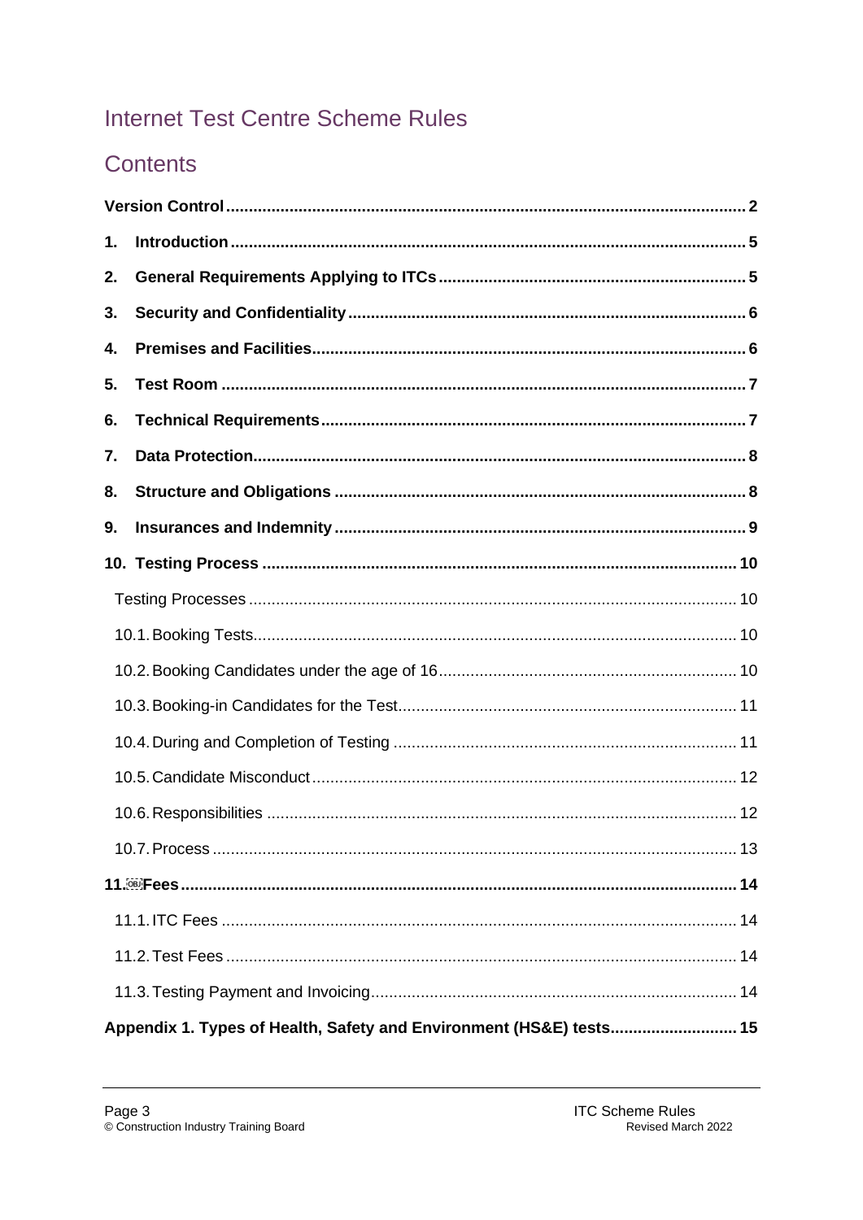# Internet Test Centre Scheme Rules

## Contents

**Version Control** ..... 2

1. **Introduction** ..... 5
2. **General Requirements Applying to ITCs** ..... 5
3. **Security and Confidentiality** ..... 6
4. **Premises and Facilities** ..... 6
5. **Test Room** ..... 7
6. **Technical Requirements** ..... 7
7. **Data Protection** ..... 8
8. **Structure and Obligations** ..... 8
9. **Insurances and Indemnity** ..... 9
10. **Testing Process** ..... 10
    - Testing Processes ..... 10
    - 10.1. Booking Tests ..... 10
    - 10.2. Booking Candidates under the age of 16 ..... 10
    - 10.3. Booking-in Candidates for the Test ..... 11
    - 10.4. During and Completion of Testing ..... 11
    - 10.5. Candidate Misconduct ..... 12
    - 10.6. Responsibilities ..... 12
    - 10.7. Process ..... 13
11. **Fees** ..... 14
    - 11.1. ITC Fees ..... 14
    - 11.2. Test Fees ..... 14
    - 11.3. Testing Payment and Invoicing ..... 14

**Appendix 1. Types of Health, Safety and Environment (HS&E) tests** ..... 15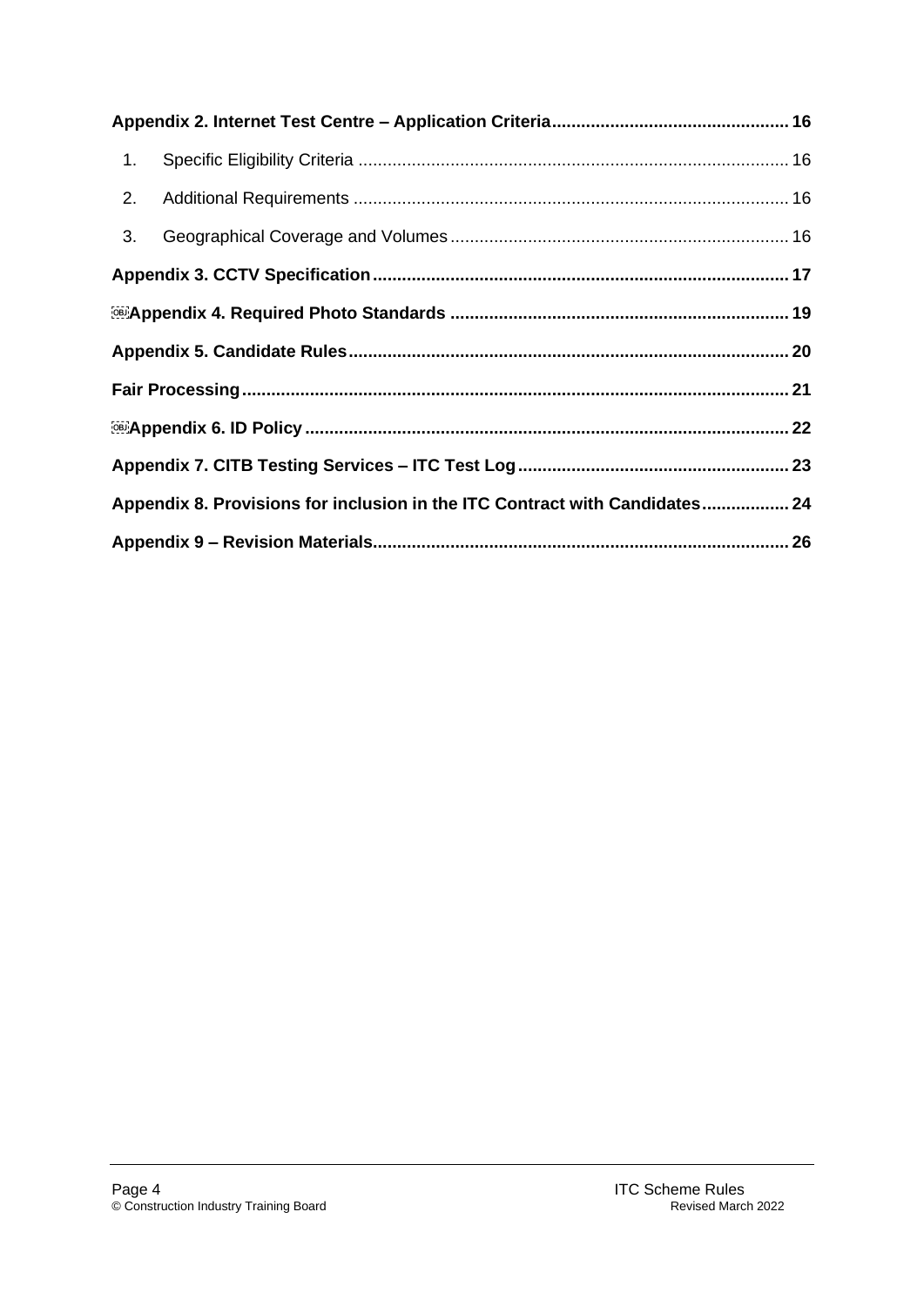**Appendix 2. Internet Test Centre – Application Criteria** ........ 16

1. Specific Eligibility Criteria ........ 16
2. Additional Requirements ........ 16
3. Geographical Coverage and Volumes ........ 16

**Appendix 3. CCTV Specification** ........ 17

**Appendix 4. Required Photo Standards** ........ 19

**Appendix 5. Candidate Rules** ........ 20

**Fair Processing** ........ 21

**Appendix 6. ID Policy** ........ 22

**Appendix 7. CITB Testing Services – ITC Test Log** ........ 23

**Appendix 8. Provisions for inclusion in the ITC Contract with Candidates** ........ 24

**Appendix 9 – Revision Materials** ........ 26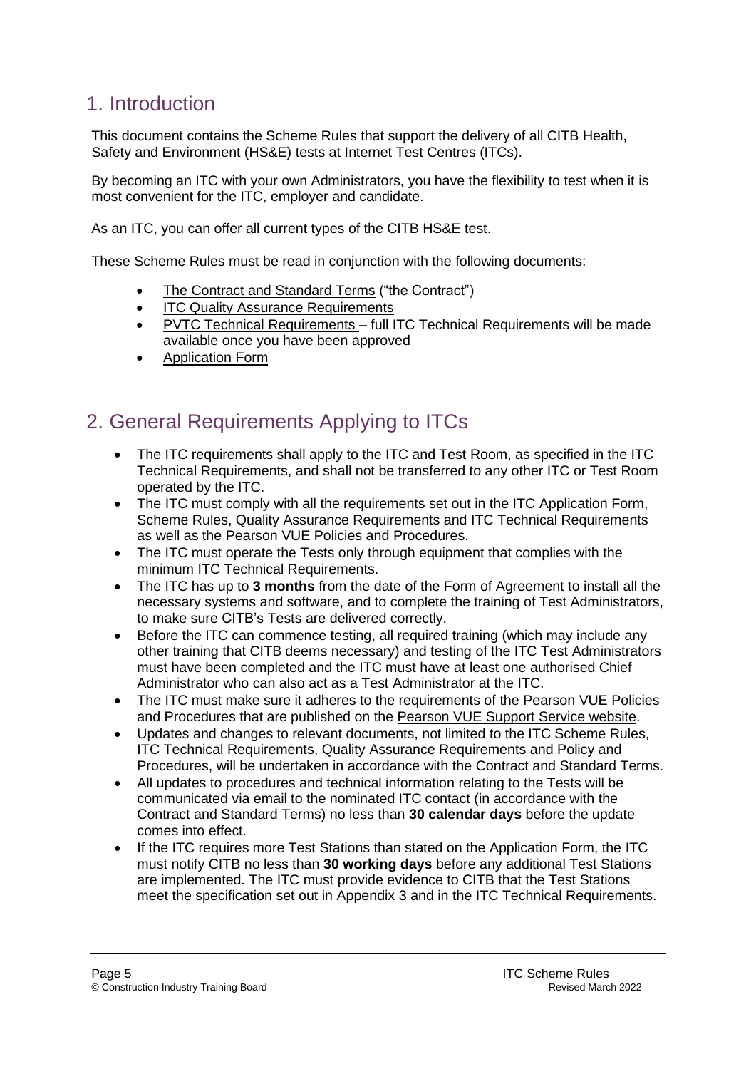## 1. Introduction

This document contains the Scheme Rules that support the delivery of all CITB Health, Safety and Environment (HS&E) tests at Internet Test Centres (ITCs).

By becoming an ITC with your own Administrators, you have the flexibility to test when it is most convenient for the ITC, employer and candidate.

As an ITC, you can offer all current types of the CITB HS&E test.

These Scheme Rules must be read in conjunction with the following documents:

- The Contract and Standard Terms ("the Contract")
- ITC Quality Assurance Requirements
- PVTC Technical Requirements – full ITC Technical Requirements will be made available once you have been approved
- Application Form

## 2. General Requirements Applying to ITCs

- The ITC requirements shall apply to the ITC and Test Room, as specified in the ITC Technical Requirements, and shall not be transferred to any other ITC or Test Room operated by the ITC.
- The ITC must comply with all the requirements set out in the ITC Application Form, Scheme Rules, Quality Assurance Requirements and ITC Technical Requirements as well as the Pearson VUE Policies and Procedures.
- The ITC must operate the Tests only through equipment that complies with the minimum ITC Technical Requirements.
- The ITC has up to **3 months** from the date of the Form of Agreement to install all the necessary systems and software, and to complete the training of Test Administrators, to make sure CITB's Tests are delivered correctly.
- Before the ITC can commence testing, all required training (which may include any other training that CITB deems necessary) and testing of the ITC Test Administrators must have been completed and the ITC must have at least one authorised Chief Administrator who can also act as a Test Administrator at the ITC.
- The ITC must make sure it adheres to the requirements of the Pearson VUE Policies and Procedures that are published on the Pearson VUE Support Service website.
- Updates and changes to relevant documents, not limited to the ITC Scheme Rules, ITC Technical Requirements, Quality Assurance Requirements and Policy and Procedures, will be undertaken in accordance with the Contract and Standard Terms.
- All updates to procedures and technical information relating to the Tests will be communicated via email to the nominated ITC contact (in accordance with the Contract and Standard Terms) no less than **30 calendar days** before the update comes into effect.
- If the ITC requires more Test Stations than stated on the Application Form, the ITC must notify CITB no less than **30 working days** before any additional Test Stations are implemented. The ITC must provide evidence to CITB that the Test Stations meet the specification set out in Appendix 3 and in the ITC Technical Requirements.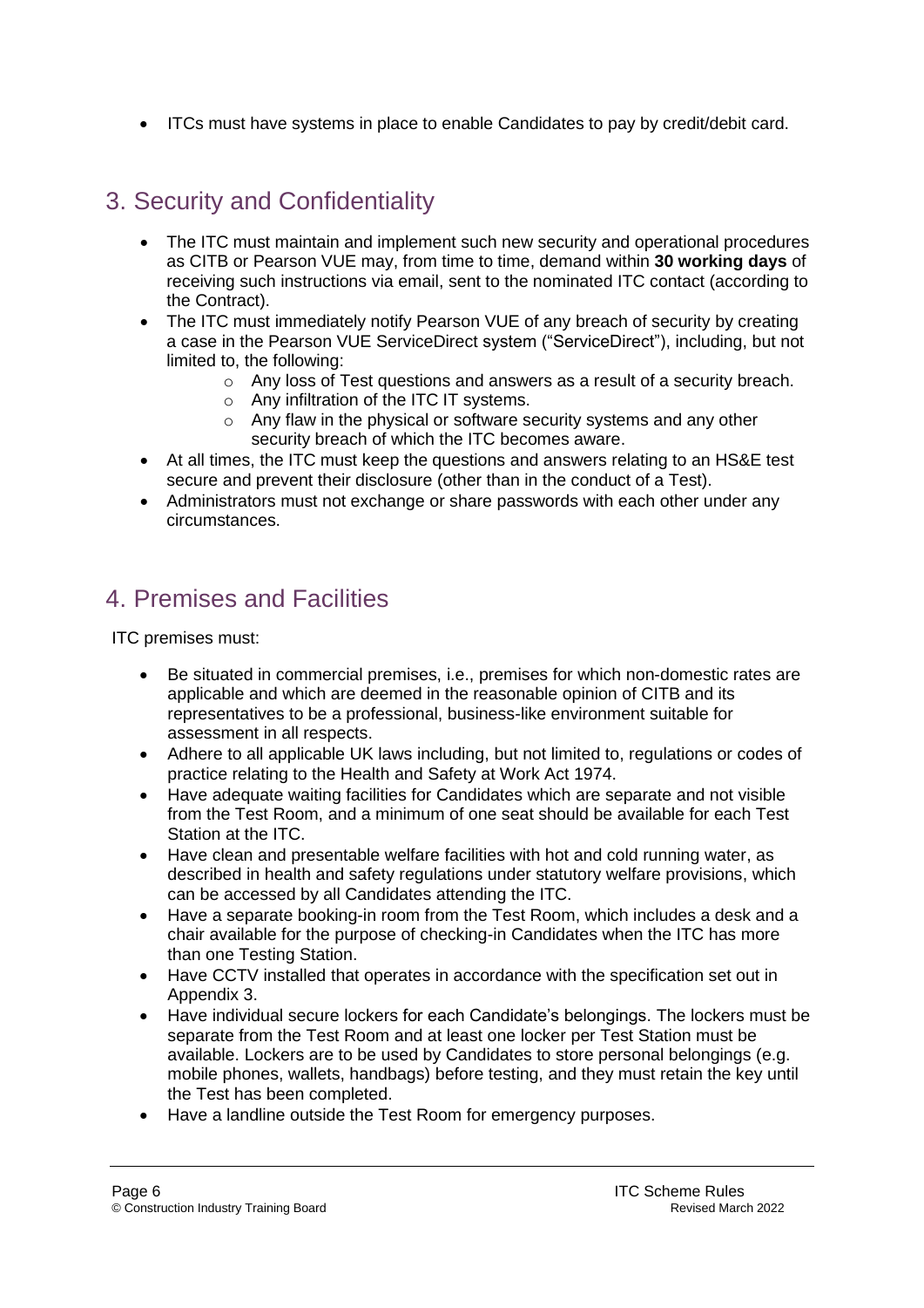- ITCs must have systems in place to enable Candidates to pay by credit/debit card.

## 3. Security and Confidentiality

- The ITC must maintain and implement such new security and operational procedures as CITB or Pearson VUE may, from time to time, demand within **30 working days** of receiving such instructions via email, sent to the nominated ITC contact (according to the Contract).
- The ITC must immediately notify Pearson VUE of any breach of security by creating a case in the Pearson VUE ServiceDirect system ("ServiceDirect"), including, but not limited to, the following:
    - Any loss of Test questions and answers as a result of a security breach.
    - Any infiltration of the ITC IT systems.
    - Any flaw in the physical or software security systems and any other security breach of which the ITC becomes aware.
- At all times, the ITC must keep the questions and answers relating to an HS&E test secure and prevent their disclosure (other than in the conduct of a Test).
- Administrators must not exchange or share passwords with each other under any circumstances.

## 4. Premises and Facilities

ITC premises must:

- Be situated in commercial premises, i.e., premises for which non-domestic rates are applicable and which are deemed in the reasonable opinion of CITB and its representatives to be a professional, business-like environment suitable for assessment in all respects.
- Adhere to all applicable UK laws including, but not limited to, regulations or codes of practice relating to the Health and Safety at Work Act 1974.
- Have adequate waiting facilities for Candidates which are separate and not visible from the Test Room, and a minimum of one seat should be available for each Test Station at the ITC.
- Have clean and presentable welfare facilities with hot and cold running water, as described in health and safety regulations under statutory welfare provisions, which can be accessed by all Candidates attending the ITC.
- Have a separate booking-in room from the Test Room, which includes a desk and a chair available for the purpose of checking-in Candidates when the ITC has more than one Testing Station.
- Have CCTV installed that operates in accordance with the specification set out in Appendix 3.
- Have individual secure lockers for each Candidate's belongings. The lockers must be separate from the Test Room and at least one locker per Test Station must be available. Lockers are to be used by Candidates to store personal belongings (e.g. mobile phones, wallets, handbags) before testing, and they must retain the key until the Test has been completed.
- Have a landline outside the Test Room for emergency purposes.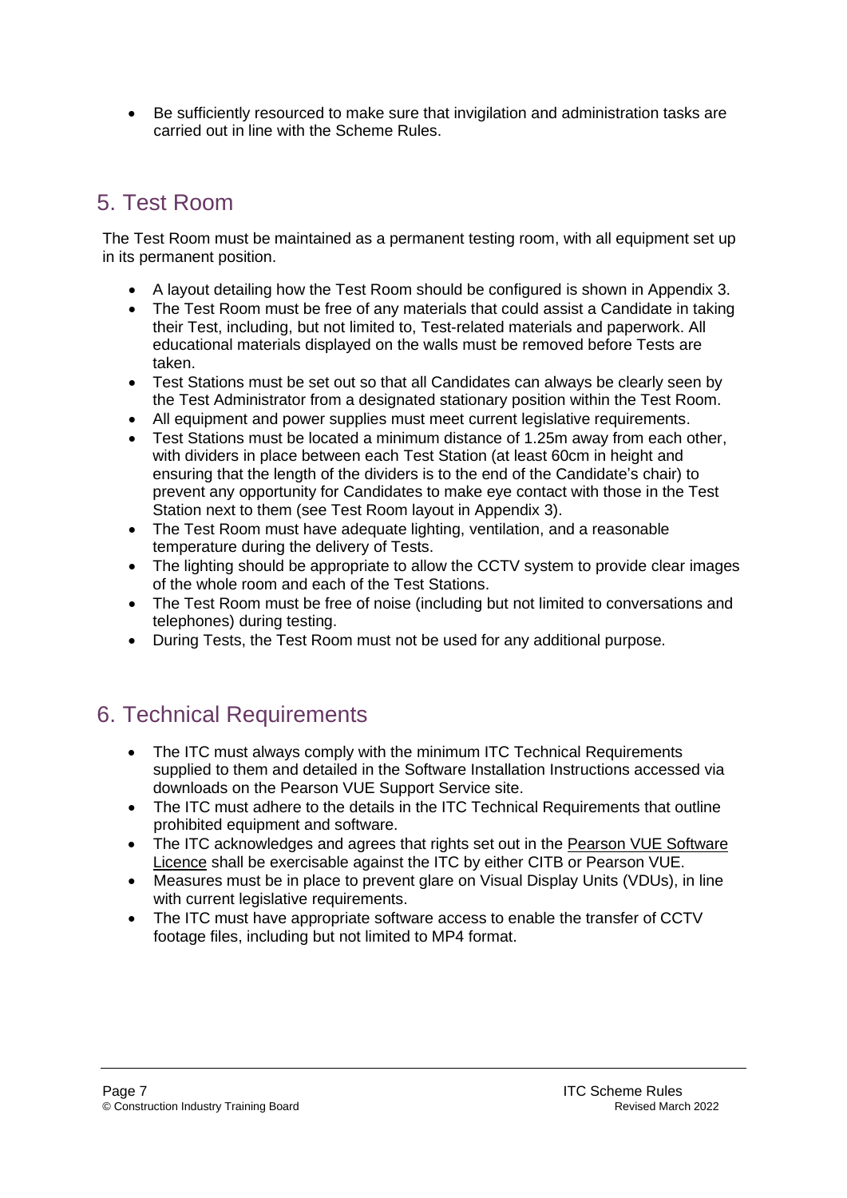- Be sufficiently resourced to make sure that invigilation and administration tasks are carried out in line with the Scheme Rules.

## 5. Test Room

The Test Room must be maintained as a permanent testing room, with all equipment set up in its permanent position.

- A layout detailing how the Test Room should be configured is shown in Appendix 3.
- The Test Room must be free of any materials that could assist a Candidate in taking their Test, including, but not limited to, Test-related materials and paperwork. All educational materials displayed on the walls must be removed before Tests are taken.
- Test Stations must be set out so that all Candidates can always be clearly seen by the Test Administrator from a designated stationary position within the Test Room.
- All equipment and power supplies must meet current legislative requirements.
- Test Stations must be located a minimum distance of 1.25m away from each other, with dividers in place between each Test Station (at least 60cm in height and ensuring that the length of the dividers is to the end of the Candidate's chair) to prevent any opportunity for Candidates to make eye contact with those in the Test Station next to them (see Test Room layout in Appendix 3).
- The Test Room must have adequate lighting, ventilation, and a reasonable temperature during the delivery of Tests.
- The lighting should be appropriate to allow the CCTV system to provide clear images of the whole room and each of the Test Stations.
- The Test Room must be free of noise (including but not limited to conversations and telephones) during testing.
- During Tests, the Test Room must not be used for any additional purpose.

## 6. Technical Requirements

- The ITC must always comply with the minimum ITC Technical Requirements supplied to them and detailed in the Software Installation Instructions accessed via downloads on the Pearson VUE Support Service site.
- The ITC must adhere to the details in the ITC Technical Requirements that outline prohibited equipment and software.
- The ITC acknowledges and agrees that rights set out in the Pearson VUE Software Licence shall be exercisable against the ITC by either CITB or Pearson VUE.
- Measures must be in place to prevent glare on Visual Display Units (VDUs), in line with current legislative requirements.
- The ITC must have appropriate software access to enable the transfer of CCTV footage files, including but not limited to MP4 format.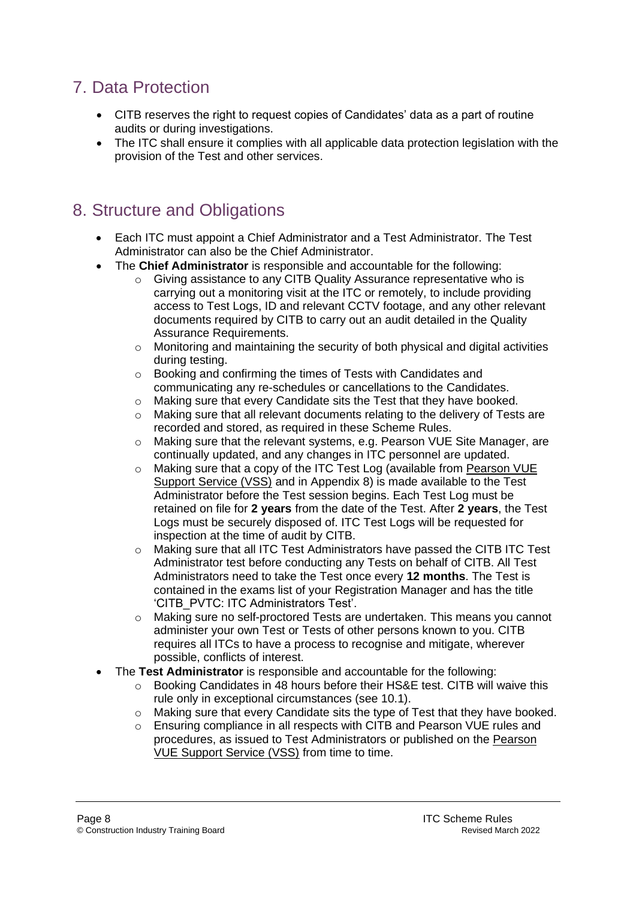## 7. Data Protection

- CITB reserves the right to request copies of Candidates' data as a part of routine audits or during investigations.
- The ITC shall ensure it complies with all applicable data protection legislation with the provision of the Test and other services.

## 8. Structure and Obligations

- Each ITC must appoint a Chief Administrator and a Test Administrator. The Test Administrator can also be the Chief Administrator.
- The **Chief Administrator** is responsible and accountable for the following:
  - Giving assistance to any CITB Quality Assurance representative who is carrying out a monitoring visit at the ITC or remotely, to include providing access to Test Logs, ID and relevant CCTV footage, and any other relevant documents required by CITB to carry out an audit detailed in the Quality Assurance Requirements.
  - Monitoring and maintaining the security of both physical and digital activities during testing.
  - Booking and confirming the times of Tests with Candidates and communicating any re-schedules or cancellations to the Candidates.
  - Making sure that every Candidate sits the Test that they have booked.
  - Making sure that all relevant documents relating to the delivery of Tests are recorded and stored, as required in these Scheme Rules.
  - Making sure that the relevant systems, e.g. Pearson VUE Site Manager, are continually updated, and any changes in ITC personnel are updated.
  - Making sure that a copy of the ITC Test Log (available from Pearson VUE Support Service (VSS) and in Appendix 8) is made available to the Test Administrator before the Test session begins. Each Test Log must be retained on file for **2 years** from the date of the Test. After **2 years**, the Test Logs must be securely disposed of. ITC Test Logs will be requested for inspection at the time of audit by CITB.
  - Making sure that all ITC Test Administrators have passed the CITB ITC Test Administrator test before conducting any Tests on behalf of CITB. All Test Administrators need to take the Test once every **12 months**. The Test is contained in the exams list of your Registration Manager and has the title 'CITB_PVTC: ITC Administrators Test'.
  - Making sure no self-proctored Tests are undertaken. This means you cannot administer your own Test or Tests of other persons known to you. CITB requires all ITCs to have a process to recognise and mitigate, wherever possible, conflicts of interest.
- The **Test Administrator** is responsible and accountable for the following:
  - Booking Candidates in 48 hours before their HS&E test. CITB will waive this rule only in exceptional circumstances (see 10.1).
  - Making sure that every Candidate sits the type of Test that they have booked.
  - Ensuring compliance in all respects with CITB and Pearson VUE rules and procedures, as issued to Test Administrators or published on the Pearson VUE Support Service (VSS) from time to time.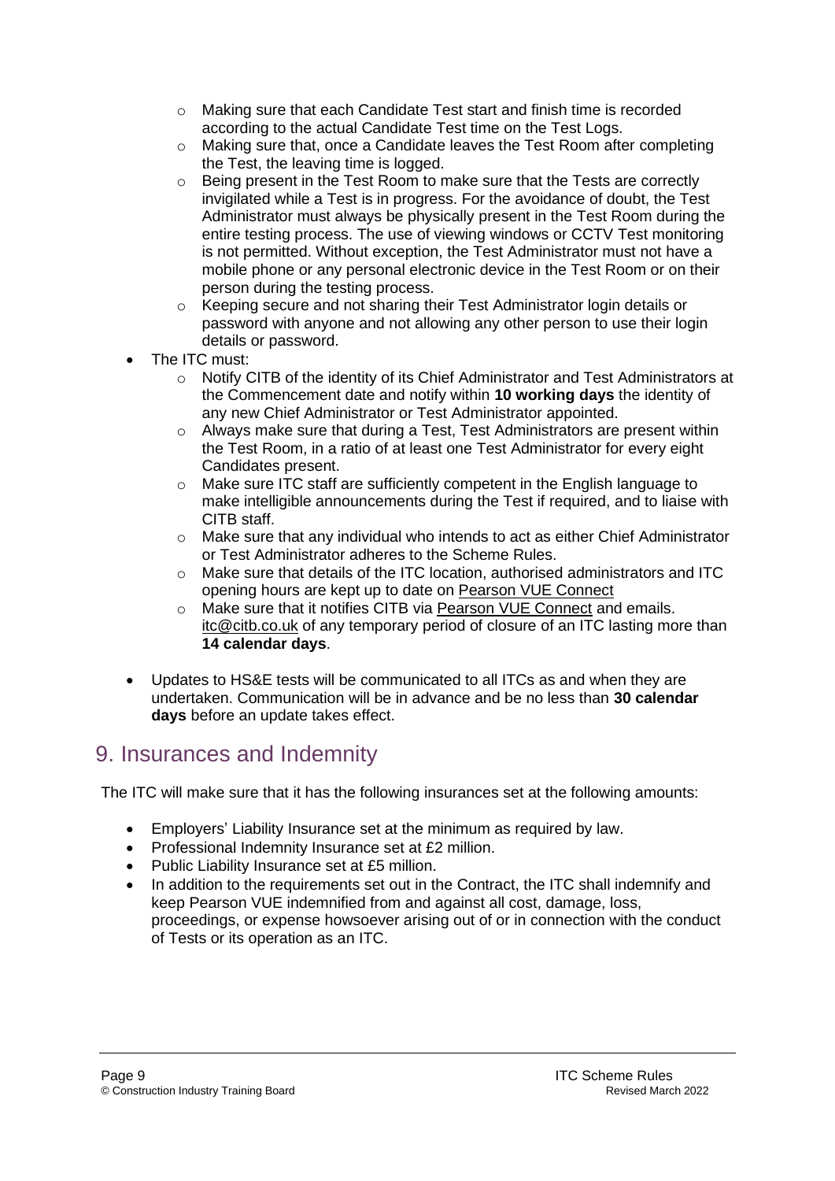- Making sure that each Candidate Test start and finish time is recorded according to the actual Candidate Test time on the Test Logs.
  - Making sure that, once a Candidate leaves the Test Room after completing the Test, the leaving time is logged.
  - Being present in the Test Room to make sure that the Tests are correctly invigilated while a Test is in progress. For the avoidance of doubt, the Test Administrator must always be physically present in the Test Room during the entire testing process. The use of viewing windows or CCTV Test monitoring is not permitted. Without exception, the Test Administrator must not have a mobile phone or any personal electronic device in the Test Room or on their person during the testing process.
  - Keeping secure and not sharing their Test Administrator login details or password with anyone and not allowing any other person to use their login details or password.
- The ITC must:
  - Notify CITB of the identity of its Chief Administrator and Test Administrators at the Commencement date and notify within **10 working days** the identity of any new Chief Administrator or Test Administrator appointed.
  - Always make sure that during a Test, Test Administrators are present within the Test Room, in a ratio of at least one Test Administrator for every eight Candidates present.
  - Make sure ITC staff are sufficiently competent in the English language to make intelligible announcements during the Test if required, and to liaise with CITB staff.
  - Make sure that any individual who intends to act as either Chief Administrator or Test Administrator adheres to the Scheme Rules.
  - Make sure that details of the ITC location, authorised administrators and ITC opening hours are kept up to date on Pearson VUE Connect
  - Make sure that it notifies CITB via Pearson VUE Connect and emails. itc@citb.co.uk of any temporary period of closure of an ITC lasting more than **14 calendar days**.
- Updates to HS&E tests will be communicated to all ITCs as and when they are undertaken. Communication will be in advance and be no less than **30 calendar days** before an update takes effect.

## 9. Insurances and Indemnity

The ITC will make sure that it has the following insurances set at the following amounts:

- Employers' Liability Insurance set at the minimum as required by law.
- Professional Indemnity Insurance set at £2 million.
- Public Liability Insurance set at £5 million.
- In addition to the requirements set out in the Contract, the ITC shall indemnify and keep Pearson VUE indemnified from and against all cost, damage, loss, proceedings, or expense howsoever arising out of or in connection with the conduct of Tests or its operation as an ITC.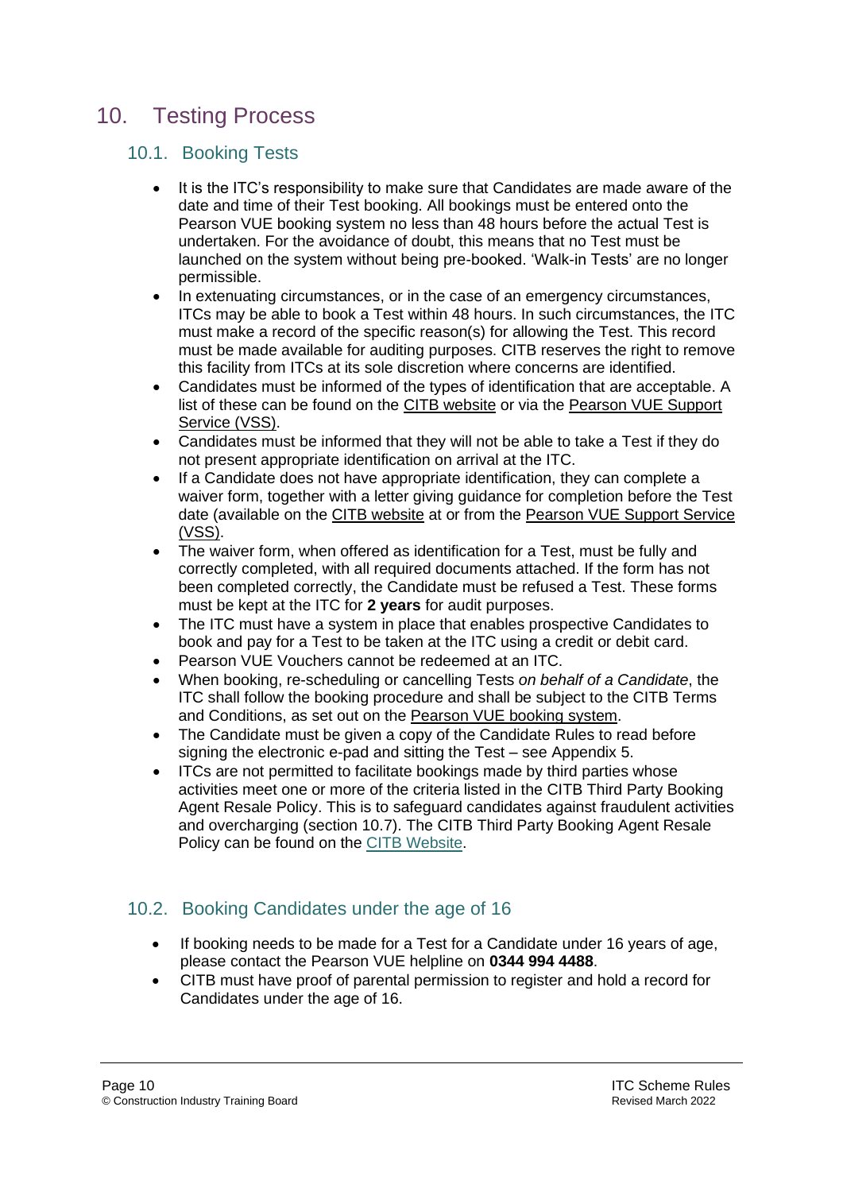# 10. Testing Process

## 10.1. Booking Tests

- It is the ITC's responsibility to make sure that Candidates are made aware of the date and time of their Test booking. All bookings must be entered onto the Pearson VUE booking system no less than 48 hours before the actual Test is undertaken. For the avoidance of doubt, this means that no Test must be launched on the system without being pre-booked. 'Walk-in Tests' are no longer permissible.
- In extenuating circumstances, or in the case of an emergency circumstances, ITCs may be able to book a Test within 48 hours. In such circumstances, the ITC must make a record of the specific reason(s) for allowing the Test. This record must be made available for auditing purposes. CITB reserves the right to remove this facility from ITCs at its sole discretion where concerns are identified.
- Candidates must be informed of the types of identification that are acceptable. A list of these can be found on the CITB website or via the Pearson VUE Support Service (VSS).
- Candidates must be informed that they will not be able to take a Test if they do not present appropriate identification on arrival at the ITC.
- If a Candidate does not have appropriate identification, they can complete a waiver form, together with a letter giving guidance for completion before the Test date (available on the CITB website at or from the Pearson VUE Support Service (VSS).
- The waiver form, when offered as identification for a Test, must be fully and correctly completed, with all required documents attached. If the form has not been completed correctly, the Candidate must be refused a Test. These forms must be kept at the ITC for **2 years** for audit purposes.
- The ITC must have a system in place that enables prospective Candidates to book and pay for a Test to be taken at the ITC using a credit or debit card.
- Pearson VUE Vouchers cannot be redeemed at an ITC.
- When booking, re-scheduling or cancelling Tests *on behalf of a Candidate*, the ITC shall follow the booking procedure and shall be subject to the CITB Terms and Conditions, as set out on the Pearson VUE booking system.
- The Candidate must be given a copy of the Candidate Rules to read before signing the electronic e-pad and sitting the Test – see Appendix 5.
- ITCs are not permitted to facilitate bookings made by third parties whose activities meet one or more of the criteria listed in the CITB Third Party Booking Agent Resale Policy. This is to safeguard candidates against fraudulent activities and overcharging (section 10.7). The CITB Third Party Booking Agent Resale Policy can be found on the CITB Website.

## 10.2. Booking Candidates under the age of 16

- If booking needs to be made for a Test for a Candidate under 16 years of age, please contact the Pearson VUE helpline on **0344 994 4488**.
- CITB must have proof of parental permission to register and hold a record for Candidates under the age of 16.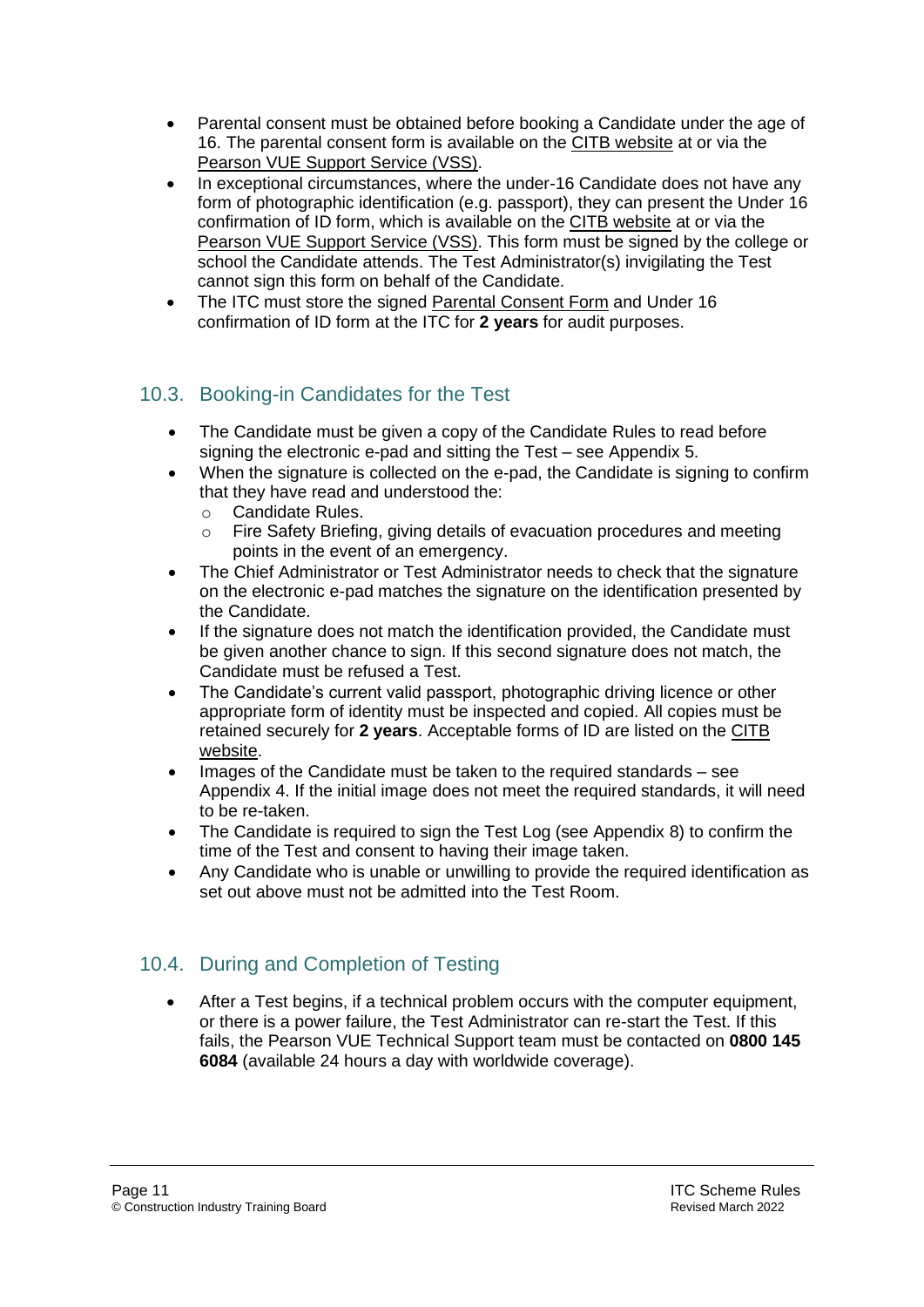- Parental consent must be obtained before booking a Candidate under the age of 16. The parental consent form is available on the CITB website at or via the Pearson VUE Support Service (VSS).
- In exceptional circumstances, where the under-16 Candidate does not have any form of photographic identification (e.g. passport), they can present the Under 16 confirmation of ID form, which is available on the CITB website at or via the Pearson VUE Support Service (VSS). This form must be signed by the college or school the Candidate attends. The Test Administrator(s) invigilating the Test cannot sign this form on behalf of the Candidate.
- The ITC must store the signed Parental Consent Form and Under 16 confirmation of ID form at the ITC for **2 years** for audit purposes.

## 10.3. Booking-in Candidates for the Test

- The Candidate must be given a copy of the Candidate Rules to read before signing the electronic e-pad and sitting the Test – see Appendix 5.
- When the signature is collected on the e-pad, the Candidate is signing to confirm that they have read and understood the:
  - Candidate Rules.
  - Fire Safety Briefing, giving details of evacuation procedures and meeting points in the event of an emergency.
- The Chief Administrator or Test Administrator needs to check that the signature on the electronic e-pad matches the signature on the identification presented by the Candidate.
- If the signature does not match the identification provided, the Candidate must be given another chance to sign. If this second signature does not match, the Candidate must be refused a Test.
- The Candidate's current valid passport, photographic driving licence or other appropriate form of identity must be inspected and copied. All copies must be retained securely for **2 years**. Acceptable forms of ID are listed on the CITB website.
- Images of the Candidate must be taken to the required standards – see Appendix 4. If the initial image does not meet the required standards, it will need to be re-taken.
- The Candidate is required to sign the Test Log (see Appendix 8) to confirm the time of the Test and consent to having their image taken.
- Any Candidate who is unable or unwilling to provide the required identification as set out above must not be admitted into the Test Room.

## 10.4. During and Completion of Testing

- After a Test begins, if a technical problem occurs with the computer equipment, or there is a power failure, the Test Administrator can re-start the Test. If this fails, the Pearson VUE Technical Support team must be contacted on **0800 145 6084** (available 24 hours a day with worldwide coverage).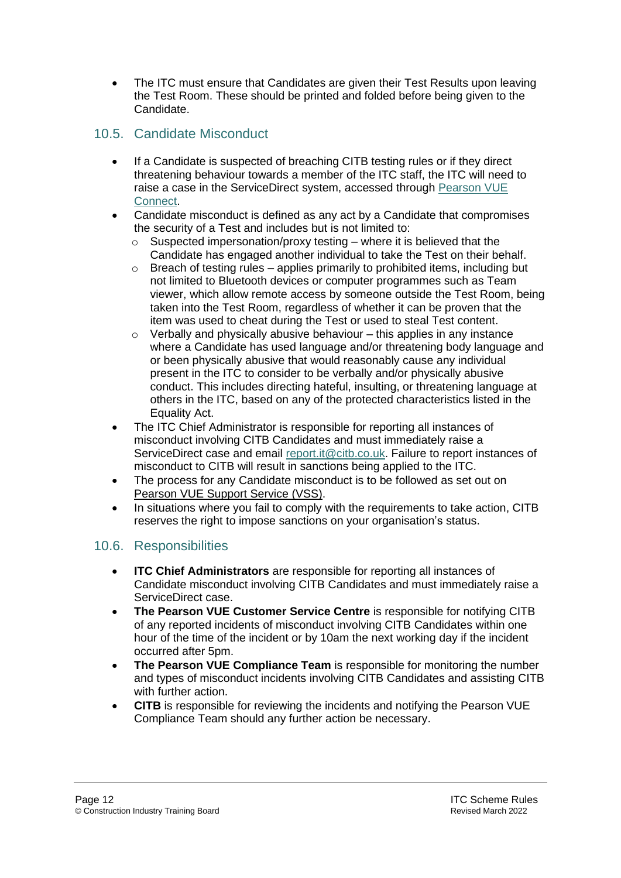- The ITC must ensure that Candidates are given their Test Results upon leaving the Test Room. These should be printed and folded before being given to the Candidate.

## 10.5. Candidate Misconduct

- If a Candidate is suspected of breaching CITB testing rules or if they direct threatening behaviour towards a member of the ITC staff, the ITC will need to raise a case in the ServiceDirect system, accessed through [Pearson VUE Connect](#).
- Candidate misconduct is defined as any act by a Candidate that compromises the security of a Test and includes but is not limited to:
  - Suspected impersonation/proxy testing – where it is believed that the Candidate has engaged another individual to take the Test on their behalf.
  - Breach of testing rules – applies primarily to prohibited items, including but not limited to Bluetooth devices or computer programmes such as Team viewer, which allow remote access by someone outside the Test Room, being taken into the Test Room, regardless of whether it can be proven that the item was used to cheat during the Test or used to steal Test content.
  - Verbally and physically abusive behaviour – this applies in any instance where a Candidate has used language and/or threatening body language and or been physically abusive that would reasonably cause any individual present in the ITC to consider to be verbally and/or physically abusive conduct. This includes directing hateful, insulting, or threatening language at others in the ITC, based on any of the protected characteristics listed in the Equality Act.
- The ITC Chief Administrator is responsible for reporting all instances of misconduct involving CITB Candidates and must immediately raise a ServiceDirect case and email report.it@citb.co.uk. Failure to report instances of misconduct to CITB will result in sanctions being applied to the ITC.
- The process for any Candidate misconduct is to be followed as set out on Pearson VUE Support Service (VSS).
- In situations where you fail to comply with the requirements to take action, CITB reserves the right to impose sanctions on your organisation's status.

## 10.6. Responsibilities

- **ITC Chief Administrators** are responsible for reporting all instances of Candidate misconduct involving CITB Candidates and must immediately raise a ServiceDirect case.
- **The Pearson VUE Customer Service Centre** is responsible for notifying CITB of any reported incidents of misconduct involving CITB Candidates within one hour of the time of the incident or by 10am the next working day if the incident occurred after 5pm.
- **The Pearson VUE Compliance Team** is responsible for monitoring the number and types of misconduct incidents involving CITB Candidates and assisting CITB with further action.
- **CITB** is responsible for reviewing the incidents and notifying the Pearson VUE Compliance Team should any further action be necessary.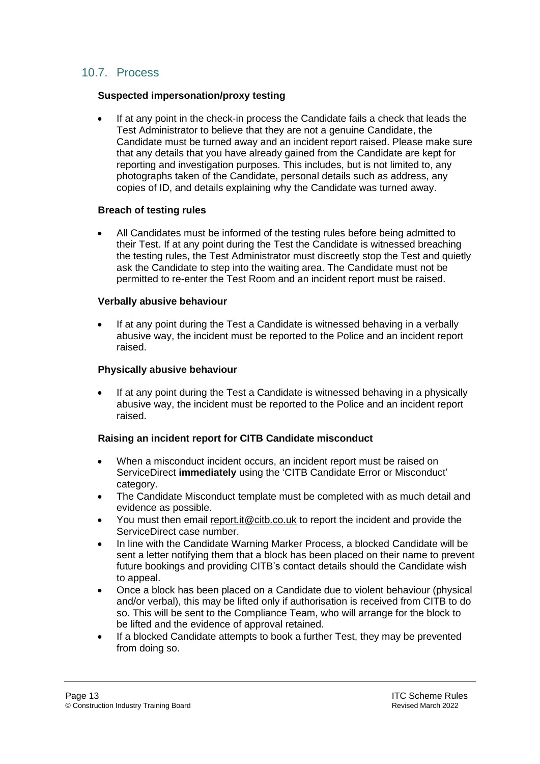## 10.7. Process

**Suspected impersonation/proxy testing**

- If at any point in the check-in process the Candidate fails a check that leads the Test Administrator to believe that they are not a genuine Candidate, the Candidate must be turned away and an incident report raised. Please make sure that any details that you have already gained from the Candidate are kept for reporting and investigation purposes. This includes, but is not limited to, any photographs taken of the Candidate, personal details such as address, any copies of ID, and details explaining why the Candidate was turned away.

**Breach of testing rules**

- All Candidates must be informed of the testing rules before being admitted to their Test. If at any point during the Test the Candidate is witnessed breaching the testing rules, the Test Administrator must discreetly stop the Test and quietly ask the Candidate to step into the waiting area. The Candidate must not be permitted to re-enter the Test Room and an incident report must be raised.

**Verbally abusive behaviour**

- If at any point during the Test a Candidate is witnessed behaving in a verbally abusive way, the incident must be reported to the Police and an incident report raised.

**Physically abusive behaviour**

- If at any point during the Test a Candidate is witnessed behaving in a physically abusive way, the incident must be reported to the Police and an incident report raised.

**Raising an incident report for CITB Candidate misconduct**

- When a misconduct incident occurs, an incident report must be raised on ServiceDirect **immediately** using the 'CITB Candidate Error or Misconduct' category.
- The Candidate Misconduct template must be completed with as much detail and evidence as possible.
- You must then email report.it@citb.co.uk to report the incident and provide the ServiceDirect case number.
- In line with the Candidate Warning Marker Process, a blocked Candidate will be sent a letter notifying them that a block has been placed on their name to prevent future bookings and providing CITB's contact details should the Candidate wish to appeal.
- Once a block has been placed on a Candidate due to violent behaviour (physical and/or verbal), this may be lifted only if authorisation is received from CITB to do so. This will be sent to the Compliance Team, who will arrange for the block to be lifted and the evidence of approval retained.
- If a blocked Candidate attempts to book a further Test, they may be prevented from doing so.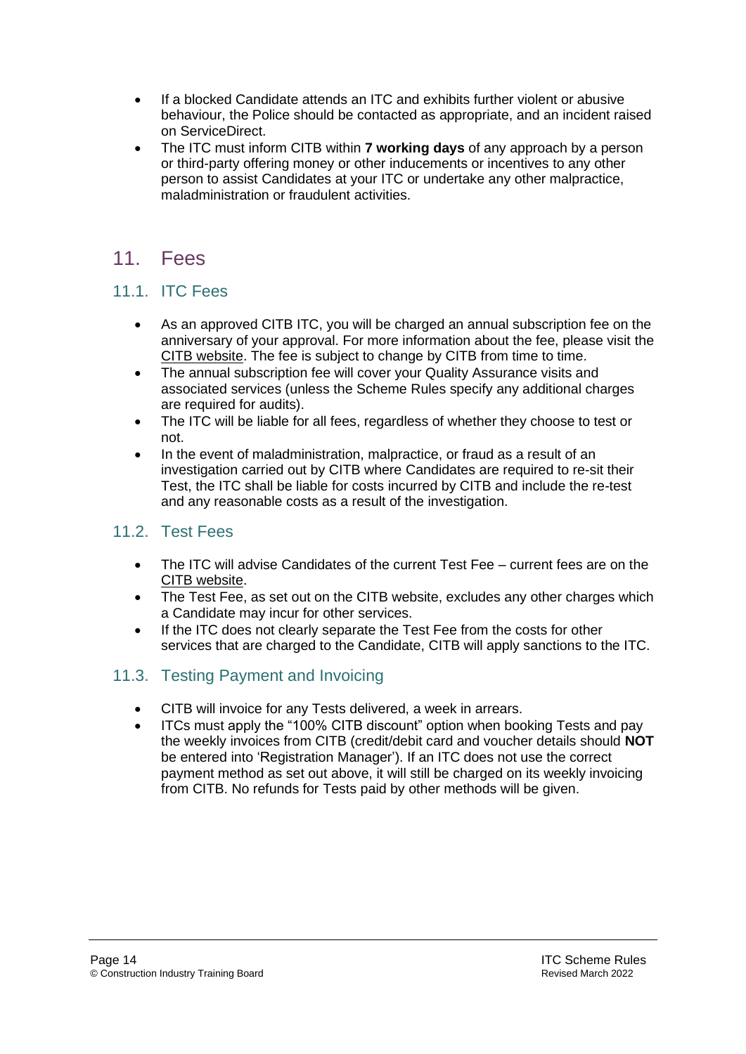- If a blocked Candidate attends an ITC and exhibits further violent or abusive behaviour, the Police should be contacted as appropriate, and an incident raised on ServiceDirect.
- The ITC must inform CITB within **7 working days** of any approach by a person or third-party offering money or other inducements or incentives to any other person to assist Candidates at your ITC or undertake any other malpractice, maladministration or fraudulent activities.

## 11. Fees

### 11.1. ITC Fees

- As an approved CITB ITC, you will be charged an annual subscription fee on the anniversary of your approval. For more information about the fee, please visit the CITB website. The fee is subject to change by CITB from time to time.
- The annual subscription fee will cover your Quality Assurance visits and associated services (unless the Scheme Rules specify any additional charges are required for audits).
- The ITC will be liable for all fees, regardless of whether they choose to test or not.
- In the event of maladministration, malpractice, or fraud as a result of an investigation carried out by CITB where Candidates are required to re-sit their Test, the ITC shall be liable for costs incurred by CITB and include the re-test and any reasonable costs as a result of the investigation.

### 11.2. Test Fees

- The ITC will advise Candidates of the current Test Fee – current fees are on the CITB website.
- The Test Fee, as set out on the CITB website, excludes any other charges which a Candidate may incur for other services.
- If the ITC does not clearly separate the Test Fee from the costs for other services that are charged to the Candidate, CITB will apply sanctions to the ITC.

### 11.3. Testing Payment and Invoicing

- CITB will invoice for any Tests delivered, a week in arrears.
- ITCs must apply the "100% CITB discount" option when booking Tests and pay the weekly invoices from CITB (credit/debit card and voucher details should **NOT** be entered into 'Registration Manager'). If an ITC does not use the correct payment method as set out above, it will still be charged on its weekly invoicing from CITB. No refunds for Tests paid by other methods will be given.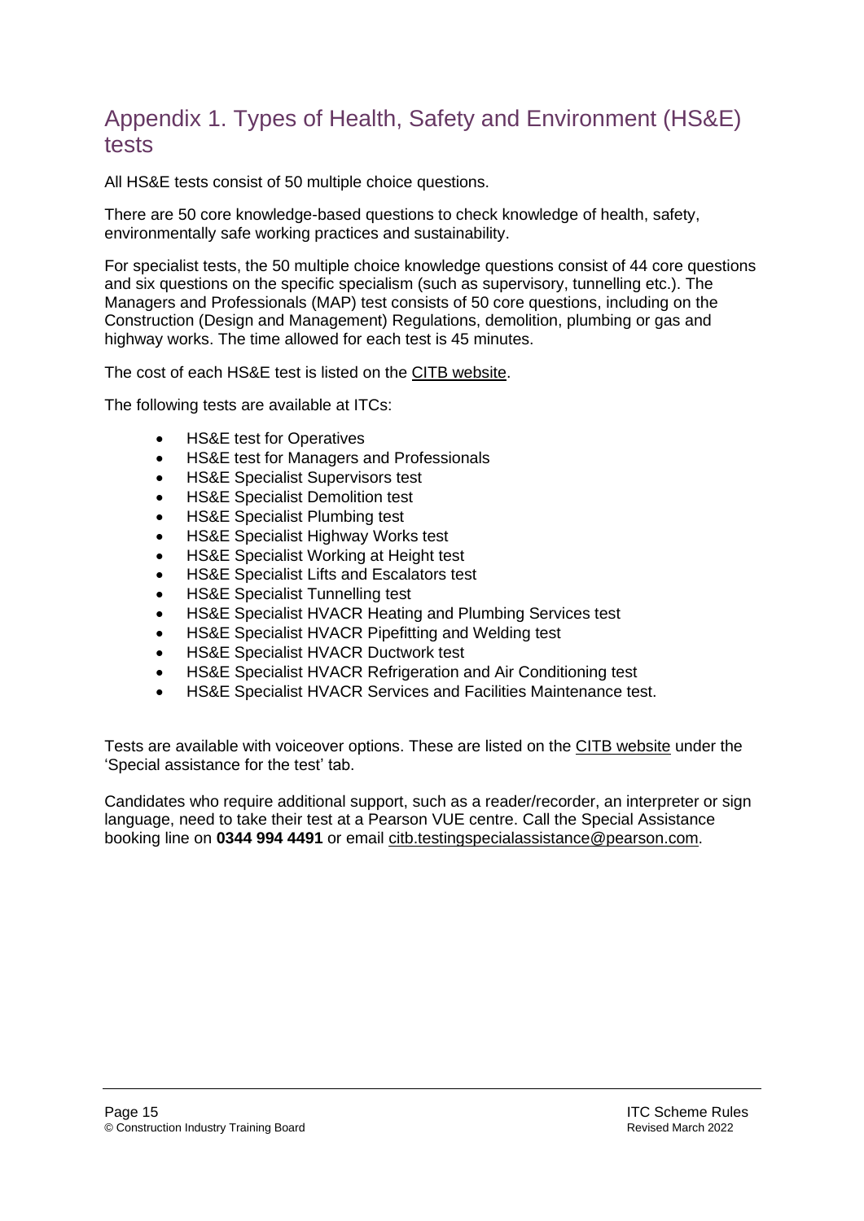## Appendix 1. Types of Health, Safety and Environment (HS&E) tests

All HS&E tests consist of 50 multiple choice questions.

There are 50 core knowledge-based questions to check knowledge of health, safety, environmentally safe working practices and sustainability.

For specialist tests, the 50 multiple choice knowledge questions consist of 44 core questions and six questions on the specific specialism (such as supervisory, tunnelling etc.). The Managers and Professionals (MAP) test consists of 50 core questions, including on the Construction (Design and Management) Regulations, demolition, plumbing or gas and highway works. The time allowed for each test is 45 minutes.

The cost of each HS&E test is listed on the CITB website.

The following tests are available at ITCs:

- HS&E test for Operatives
- HS&E test for Managers and Professionals
- HS&E Specialist Supervisors test
- HS&E Specialist Demolition test
- HS&E Specialist Plumbing test
- HS&E Specialist Highway Works test
- HS&E Specialist Working at Height test
- HS&E Specialist Lifts and Escalators test
- HS&E Specialist Tunnelling test
- HS&E Specialist HVACR Heating and Plumbing Services test
- HS&E Specialist HVACR Pipefitting and Welding test
- HS&E Specialist HVACR Ductwork test
- HS&E Specialist HVACR Refrigeration and Air Conditioning test
- HS&E Specialist HVACR Services and Facilities Maintenance test.

Tests are available with voiceover options. These are listed on the CITB website under the 'Special assistance for the test' tab.

Candidates who require additional support, such as a reader/recorder, an interpreter or sign language, need to take their test at a Pearson VUE centre. Call the Special Assistance booking line on **0344 994 4491** or email citb.testingspecialassistance@pearson.com.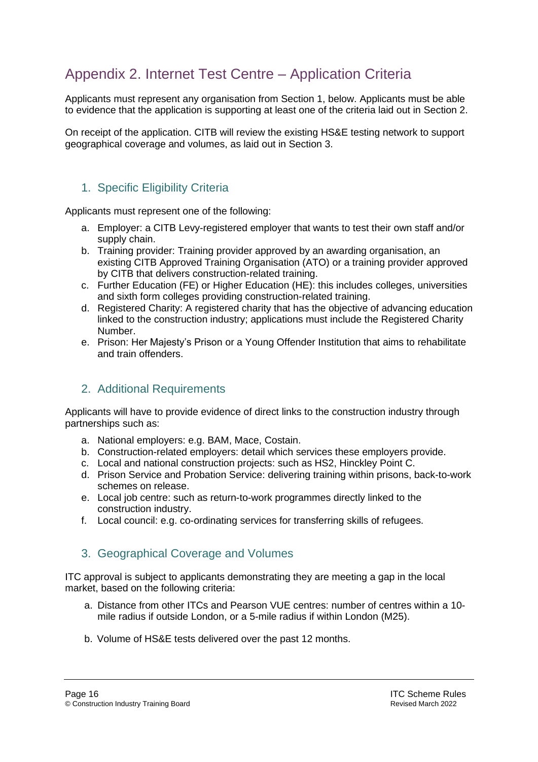# Appendix 2. Internet Test Centre – Application Criteria

Applicants must represent any organisation from Section 1, below. Applicants must be able to evidence that the application is supporting at least one of the criteria laid out in Section 2.

On receipt of the application. CITB will review the existing HS&E testing network to support geographical coverage and volumes, as laid out in Section 3.

## 1. Specific Eligibility Criteria

Applicants must represent one of the following:

a. Employer: a CITB Levy-registered employer that wants to test their own staff and/or supply chain.
b. Training provider: Training provider approved by an awarding organisation, an existing CITB Approved Training Organisation (ATO) or a training provider approved by CITB that delivers construction-related training.
c. Further Education (FE) or Higher Education (HE): this includes colleges, universities and sixth form colleges providing construction-related training.
d. Registered Charity: A registered charity that has the objective of advancing education linked to the construction industry; applications must include the Registered Charity Number.
e. Prison: Her Majesty's Prison or a Young Offender Institution that aims to rehabilitate and train offenders.

## 2. Additional Requirements

Applicants will have to provide evidence of direct links to the construction industry through partnerships such as:

a. National employers: e.g. BAM, Mace, Costain.
b. Construction-related employers: detail which services these employers provide.
c. Local and national construction projects: such as HS2, Hinckley Point C.
d. Prison Service and Probation Service: delivering training within prisons, back-to-work schemes on release.
e. Local job centre: such as return-to-work programmes directly linked to the construction industry.
f. Local council: e.g. co-ordinating services for transferring skills of refugees.

## 3. Geographical Coverage and Volumes

ITC approval is subject to applicants demonstrating they are meeting a gap in the local market, based on the following criteria:

a. Distance from other ITCs and Pearson VUE centres: number of centres within a 10-mile radius if outside London, or a 5-mile radius if within London (M25).

b. Volume of HS&E tests delivered over the past 12 months.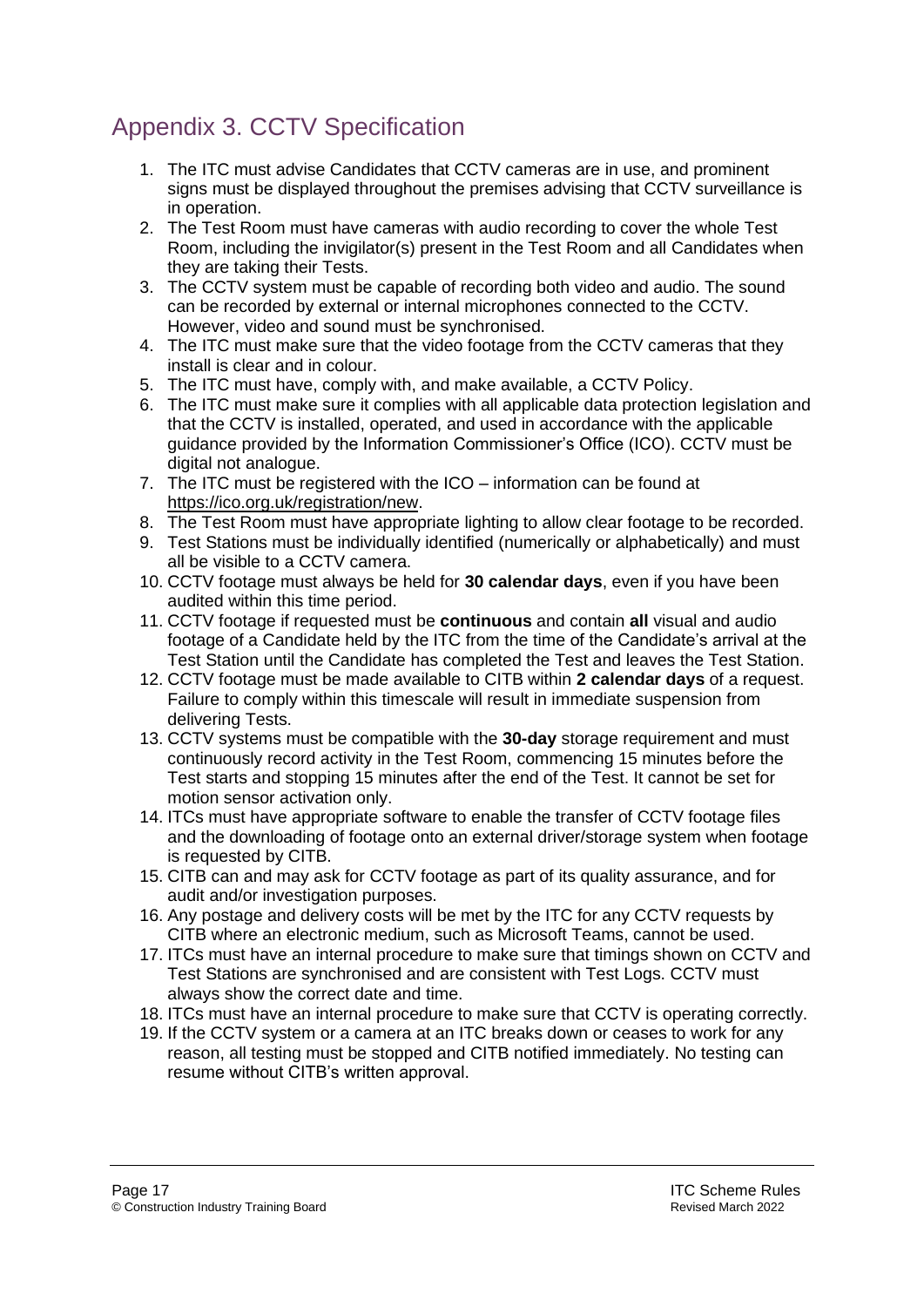# Appendix 3. CCTV Specification

1. The ITC must advise Candidates that CCTV cameras are in use, and prominent signs must be displayed throughout the premises advising that CCTV surveillance is in operation.
2. The Test Room must have cameras with audio recording to cover the whole Test Room, including the invigilator(s) present in the Test Room and all Candidates when they are taking their Tests.
3. The CCTV system must be capable of recording both video and audio. The sound can be recorded by external or internal microphones connected to the CCTV. However, video and sound must be synchronised.
4. The ITC must make sure that the video footage from the CCTV cameras that they install is clear and in colour.
5. The ITC must have, comply with, and make available, a CCTV Policy.
6. The ITC must make sure it complies with all applicable data protection legislation and that the CCTV is installed, operated, and used in accordance with the applicable guidance provided by the Information Commissioner's Office (ICO). CCTV must be digital not analogue.
7. The ITC must be registered with the ICO – information can be found at https://ico.org.uk/registration/new.
8. The Test Room must have appropriate lighting to allow clear footage to be recorded.
9. Test Stations must be individually identified (numerically or alphabetically) and must all be visible to a CCTV camera.
10. CCTV footage must always be held for **30 calendar days**, even if you have been audited within this time period.
11. CCTV footage if requested must be **continuous** and contain **all** visual and audio footage of a Candidate held by the ITC from the time of the Candidate's arrival at the Test Station until the Candidate has completed the Test and leaves the Test Station.
12. CCTV footage must be made available to CITB within **2 calendar days** of a request. Failure to comply within this timescale will result in immediate suspension from delivering Tests.
13. CCTV systems must be compatible with the **30-day** storage requirement and must continuously record activity in the Test Room, commencing 15 minutes before the Test starts and stopping 15 minutes after the end of the Test. It cannot be set for motion sensor activation only.
14. ITCs must have appropriate software to enable the transfer of CCTV footage files and the downloading of footage onto an external driver/storage system when footage is requested by CITB.
15. CITB can and may ask for CCTV footage as part of its quality assurance, and for audit and/or investigation purposes.
16. Any postage and delivery costs will be met by the ITC for any CCTV requests by CITB where an electronic medium, such as Microsoft Teams, cannot be used.
17. ITCs must have an internal procedure to make sure that timings shown on CCTV and Test Stations are synchronised and are consistent with Test Logs. CCTV must always show the correct date and time.
18. ITCs must have an internal procedure to make sure that CCTV is operating correctly.
19. If the CCTV system or a camera at an ITC breaks down or ceases to work for any reason, all testing must be stopped and CITB notified immediately. No testing can resume without CITB's written approval.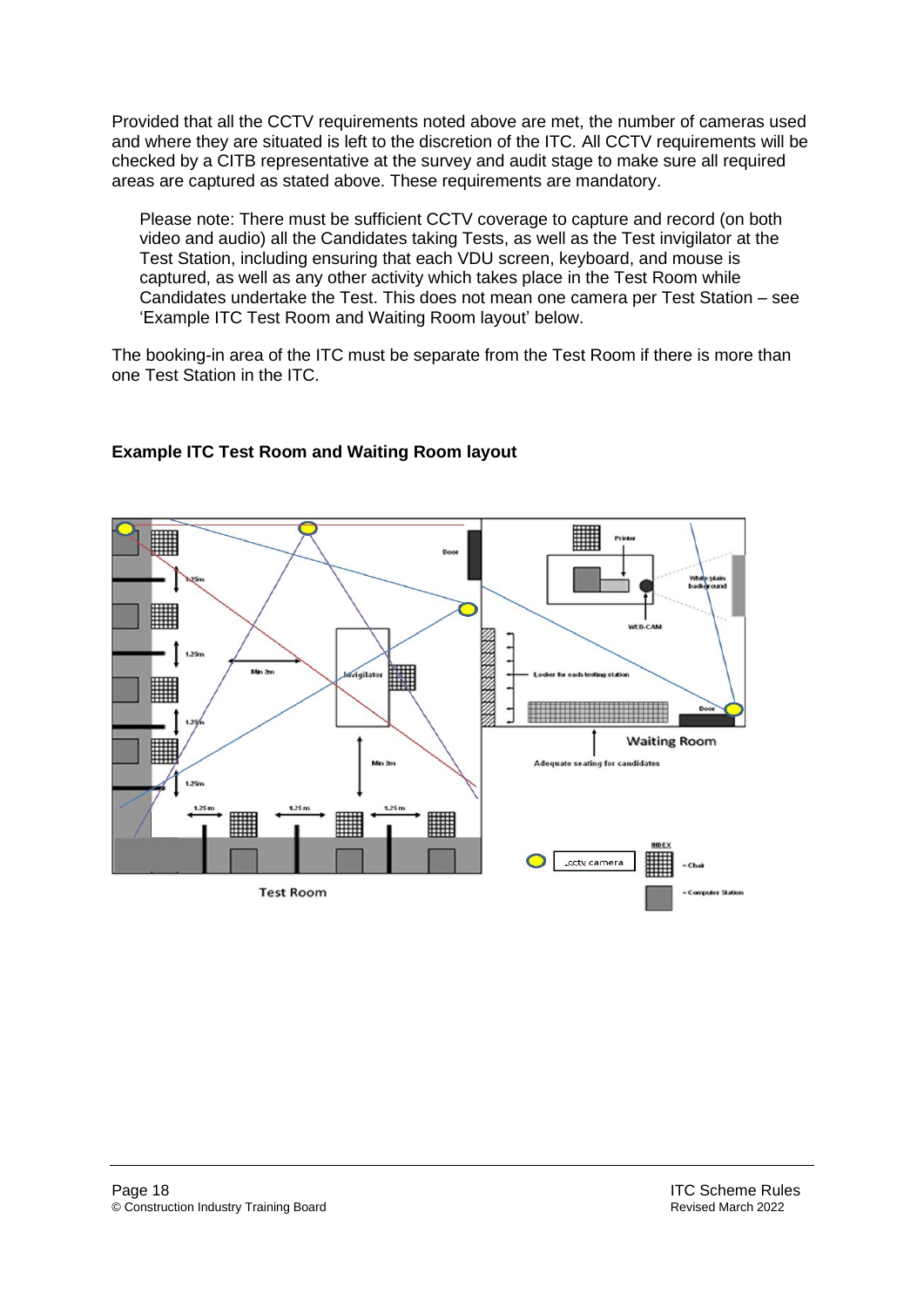Provided that all the CCTV requirements noted above are met, the number of cameras used and where they are situated is left to the discretion of the ITC. All CCTV requirements will be checked by a CITB representative at the survey and audit stage to make sure all required areas are captured as stated above. These requirements are mandatory.

> Please note: There must be sufficient CCTV coverage to capture and record (on both video and audio) all the Candidates taking Tests, as well as the Test invigilator at the Test Station, including ensuring that each VDU screen, keyboard, and mouse is captured, as well as any other activity which takes place in the Test Room while Candidates undertake the Test. This does not mean one camera per Test Station – see 'Example ITC Test Room and Waiting Room layout' below.

The booking-in area of the ITC must be separate from the Test Room if there is more than one Test Station in the ITC.

**Example ITC Test Room and Waiting Room layout**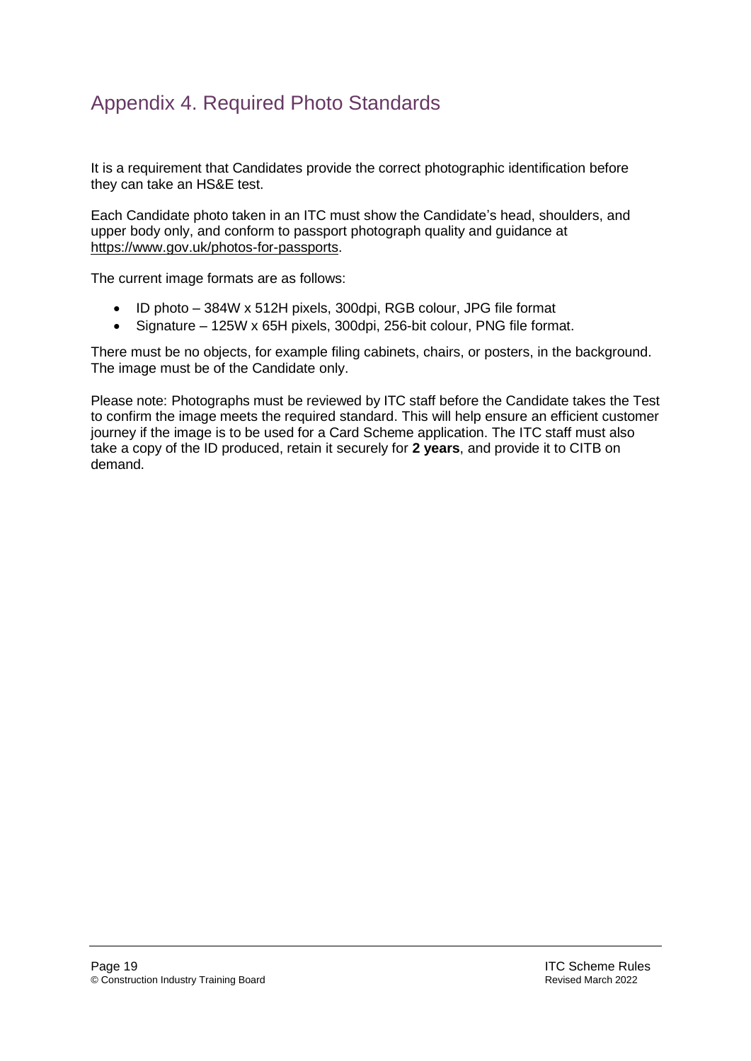# Appendix 4. Required Photo Standards

It is a requirement that Candidates provide the correct photographic identification before they can take an HS&E test.

Each Candidate photo taken in an ITC must show the Candidate's head, shoulders, and upper body only, and conform to passport photograph quality and guidance at https://www.gov.uk/photos-for-passports.

The current image formats are as follows:

- ID photo – 384W x 512H pixels, 300dpi, RGB colour, JPG file format
- Signature – 125W x 65H pixels, 300dpi, 256-bit colour, PNG file format.

There must be no objects, for example filing cabinets, chairs, or posters, in the background. The image must be of the Candidate only.

Please note: Photographs must be reviewed by ITC staff before the Candidate takes the Test to confirm the image meets the required standard. This will help ensure an efficient customer journey if the image is to be used for a Card Scheme application. The ITC staff must also take a copy of the ID produced, retain it securely for **2 years**, and provide it to CITB on demand.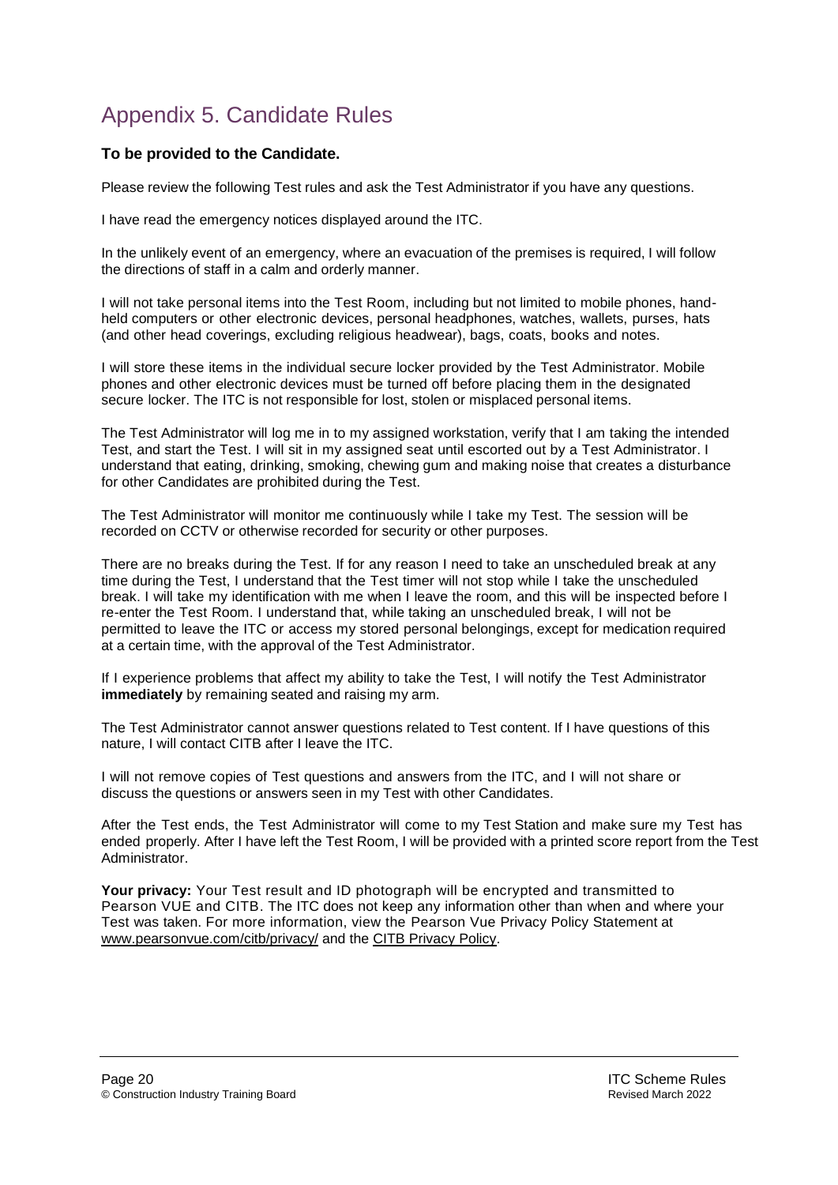# Appendix 5. Candidate Rules

**To be provided to the Candidate.**

Please review the following Test rules and ask the Test Administrator if you have any questions.

I have read the emergency notices displayed around the ITC.

In the unlikely event of an emergency, where an evacuation of the premises is required, I will follow the directions of staff in a calm and orderly manner.

I will not take personal items into the Test Room, including but not limited to mobile phones, hand-held computers or other electronic devices, personal headphones, watches, wallets, purses, hats (and other head coverings, excluding religious headwear), bags, coats, books and notes.

I will store these items in the individual secure locker provided by the Test Administrator. Mobile phones and other electronic devices must be turned off before placing them in the designated secure locker. The ITC is not responsible for lost, stolen or misplaced personal items.

The Test Administrator will log me in to my assigned workstation, verify that I am taking the intended Test, and start the Test. I will sit in my assigned seat until escorted out by a Test Administrator. I understand that eating, drinking, smoking, chewing gum and making noise that creates a disturbance for other Candidates are prohibited during the Test.

The Test Administrator will monitor me continuously while I take my Test. The session will be recorded on CCTV or otherwise recorded for security or other purposes.

There are no breaks during the Test. If for any reason I need to take an unscheduled break at any time during the Test, I understand that the Test timer will not stop while I take the unscheduled break. I will take my identification with me when I leave the room, and this will be inspected before I re-enter the Test Room. I understand that, while taking an unscheduled break, I will not be permitted to leave the ITC or access my stored personal belongings, except for medication required at a certain time, with the approval of the Test Administrator.

If I experience problems that affect my ability to take the Test, I will notify the Test Administrator **immediately** by remaining seated and raising my arm.

The Test Administrator cannot answer questions related to Test content. If I have questions of this nature, I will contact CITB after I leave the ITC.

I will not remove copies of Test questions and answers from the ITC, and I will not share or discuss the questions or answers seen in my Test with other Candidates.

After the Test ends, the Test Administrator will come to my Test Station and make sure my Test has ended properly. After I have left the Test Room, I will be provided with a printed score report from the Test Administrator.

**Your privacy:** Your Test result and ID photograph will be encrypted and transmitted to Pearson VUE and CITB. The ITC does not keep any information other than when and where your Test was taken. For more information, view the Pearson Vue Privacy Policy Statement at www.pearsonvue.com/citb/privacy/ and the CITB Privacy Policy.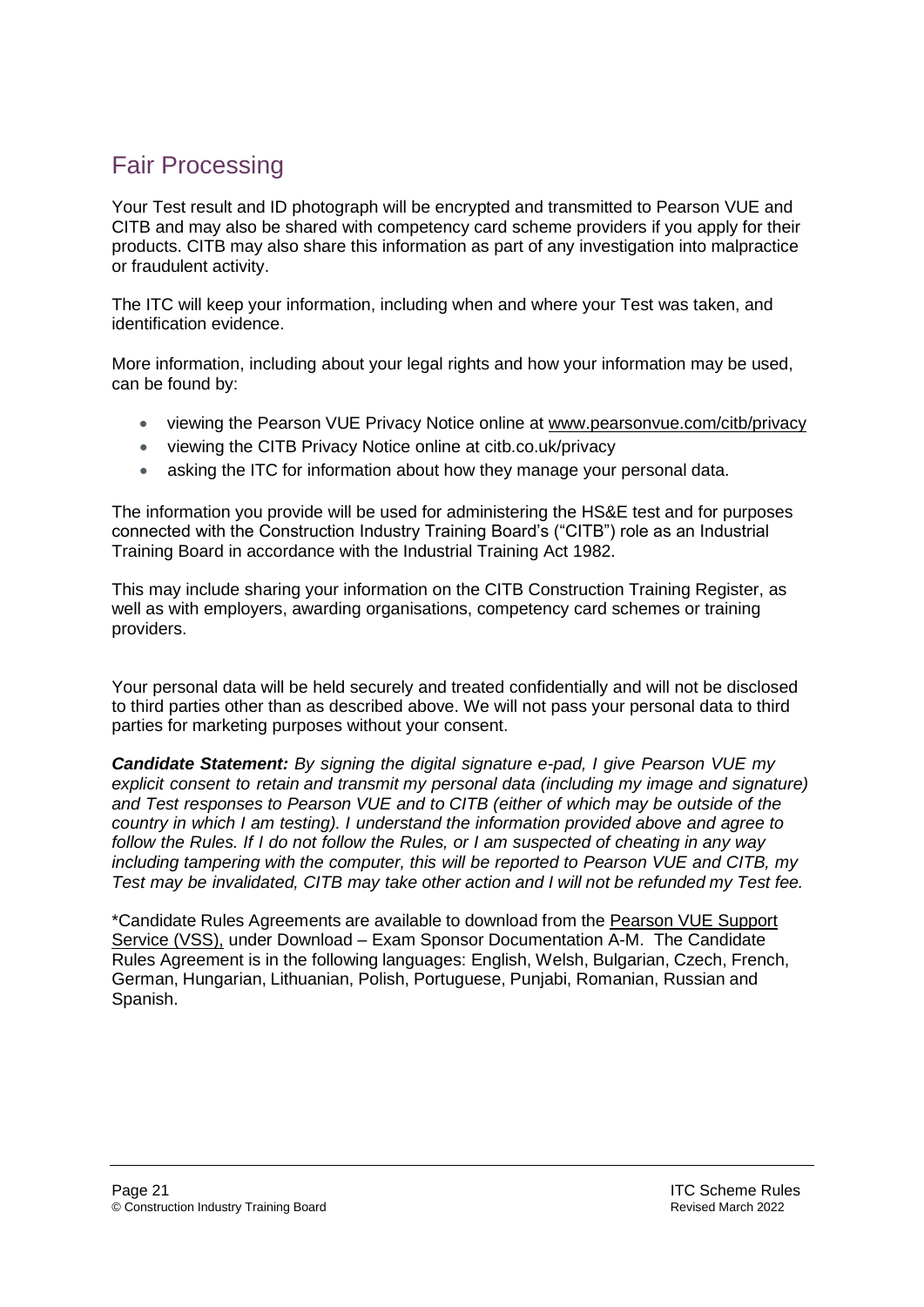## Fair Processing

Your Test result and ID photograph will be encrypted and transmitted to Pearson VUE and CITB and may also be shared with competency card scheme providers if you apply for their products. CITB may also share this information as part of any investigation into malpractice or fraudulent activity.

The ITC will keep your information, including when and where your Test was taken, and identification evidence.

More information, including about your legal rights and how your information may be used, can be found by:

- viewing the Pearson VUE Privacy Notice online at www.pearsonvue.com/citb/privacy
- viewing the CITB Privacy Notice online at citb.co.uk/privacy
- asking the ITC for information about how they manage your personal data.

The information you provide will be used for administering the HS&E test and for purposes connected with the Construction Industry Training Board's ("CITB") role as an Industrial Training Board in accordance with the Industrial Training Act 1982.

This may include sharing your information on the CITB Construction Training Register, as well as with employers, awarding organisations, competency card schemes or training providers.

Your personal data will be held securely and treated confidentially and will not be disclosed to third parties other than as described above. We will not pass your personal data to third parties for marketing purposes without your consent.

***Candidate Statement:*** *By signing the digital signature e-pad, I give Pearson VUE my explicit consent to retain and transmit my personal data (including my image and signature) and Test responses to Pearson VUE and to CITB (either of which may be outside of the country in which I am testing). I understand the information provided above and agree to follow the Rules. If I do not follow the Rules, or I am suspected of cheating in any way including tampering with the computer, this will be reported to Pearson VUE and CITB, my Test may be invalidated, CITB may take other action and I will not be refunded my Test fee.*

*Candidate Rules Agreements are available to download from the Pearson VUE Support Service (VSS), under Download – Exam Sponsor Documentation A-M. The Candidate Rules Agreement is in the following languages: English, Welsh, Bulgarian, Czech, French, German, Hungarian, Lithuanian, Polish, Portuguese, Punjabi, Romanian, Russian and Spanish.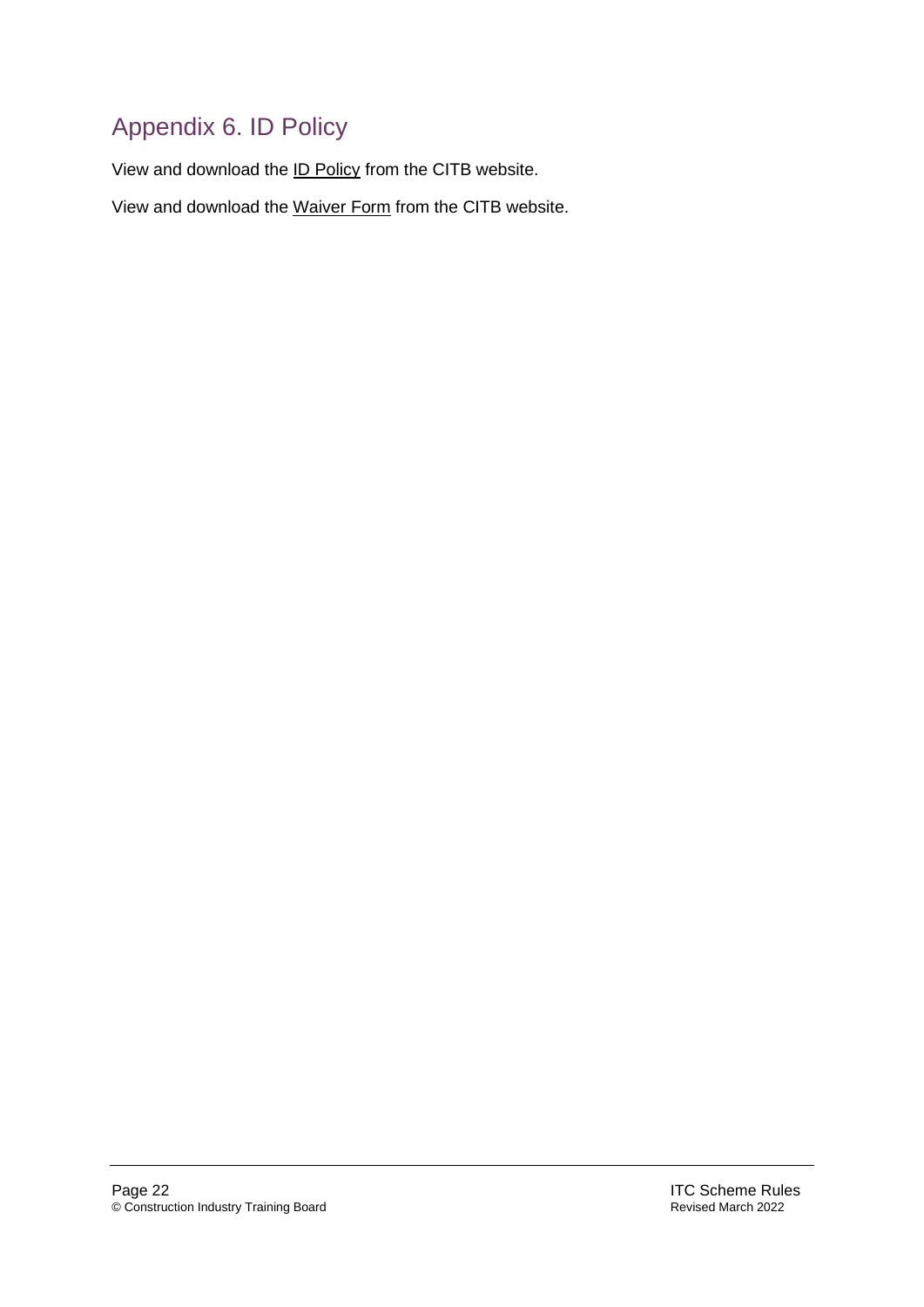# Appendix 6. ID Policy

View and download the ID Policy from the CITB website.

View and download the Waiver Form from the CITB website.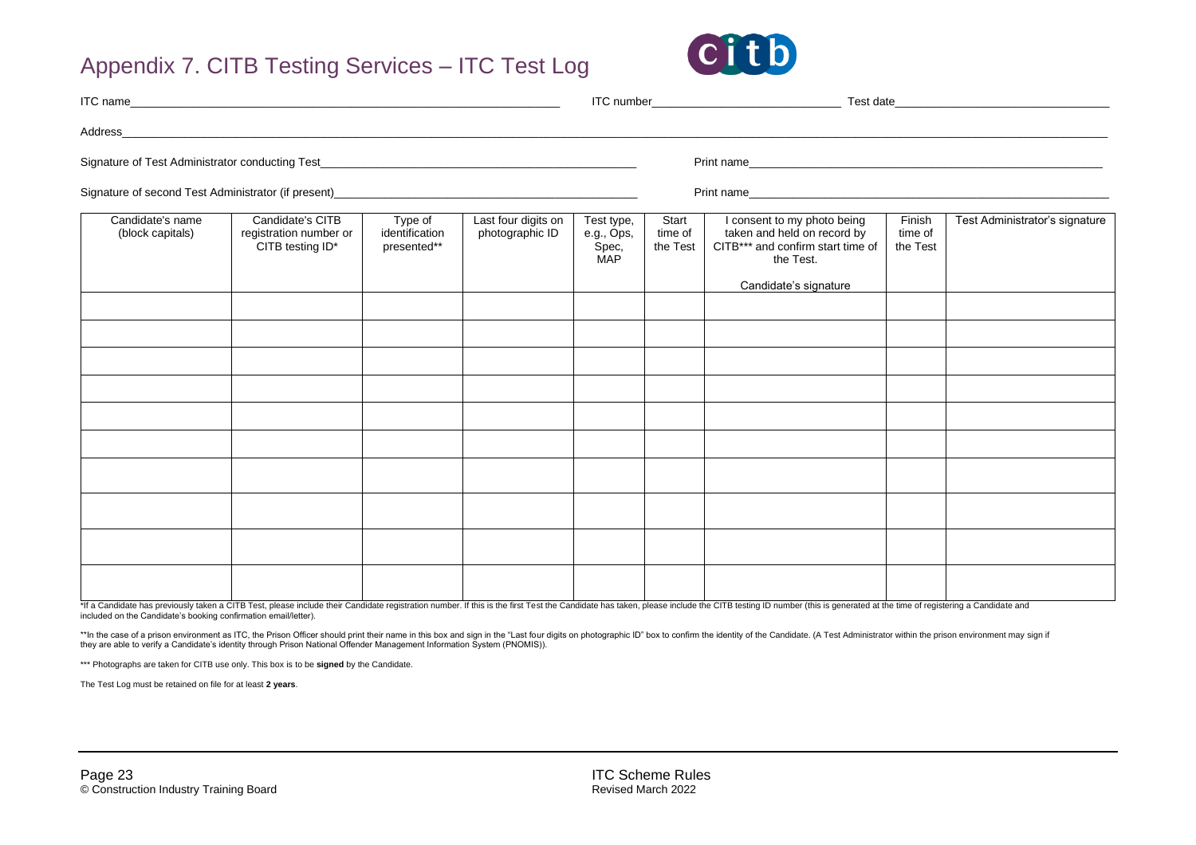# Appendix 7. CITB Testing Services – ITC Test Log

ITC name\_\_\_\_\_\_\_\_\_\_\_\_\_\_\_\_\_\_\_\_\_\_\_\_\_\_\_\_\_\_\_\_ ITC number\_\_\_\_\_\_\_\_\_\_\_\_\_\_\_\_\_\_ Test date\_\_\_\_\_\_\_\_\_\_\_\_\_\_\_\_\_\_

Address\_\_\_\_\_\_\_\_\_\_\_\_\_\_\_\_\_\_\_\_\_\_\_\_\_\_\_\_\_\_\_\_\_\_\_\_\_\_\_\_\_\_\_\_\_\_\_\_\_\_\_\_

Signature of Test Administrator conducting Test\_\_\_\_\_\_\_\_\_\_\_\_\_\_\_\_\_\_\_\_\_\_\_\_ Print name\_\_\_\_\_\_\_\_\_\_\_\_\_\_\_\_\_\_\_\_\_\_\_\_

Signature of second Test Administrator (if present)\_\_\_\_\_\_\_\_\_\_\_\_\_\_\_\_\_\_\_\_\_\_\_\_ Print name\_\_\_\_\_\_\_\_\_\_\_\_\_\_\_\_\_\_\_\_\_\_\_\_

| Candidate's name (block capitals) | Candidate's CITB registration number or CITB testing ID* | Type of identification presented** | Last four digits on photographic ID | Test type, e.g., Ops, Spec, MAP | Start time of the Test | I consent to my photo being taken and held on record by CITB*** and confirm start time of the Test. Candidate's signature | Finish time of the Test | Test Administrator's signature |
|---|---|---|---|---|---|---|---|---|
| | | | | | | | | |
| | | | | | | | | |
| | | | | | | | | |
| | | | | | | | | |
| | | | | | | | | |
| | | | | | | | | |
| | | | | | | | | |
| | | | | | | | | |
| | | | | | | | | |
| | | | | | | | | |

*If a Candidate has previously taken a CITB Test, please include their Candidate registration number. If this is the first Test the Candidate has taken, please include the CITB testing ID number (this is generated at the time of registering a Candidate and included on the Candidate's booking confirmation email/letter).

**In the case of a prison environment as ITC, the Prison Officer should print their name in this box and sign in the "Last four digits on photographic ID" box to confirm the identity of the Candidate. (A Test Administrator within the prison environment may sign if they are able to verify a Candidate's identity through Prison National Offender Management Information System (PNOMIS)).

*** Photographs are taken for CITB use only. This box is to be **signed** by the Candidate.

The Test Log must be retained on file for at least **2 years**.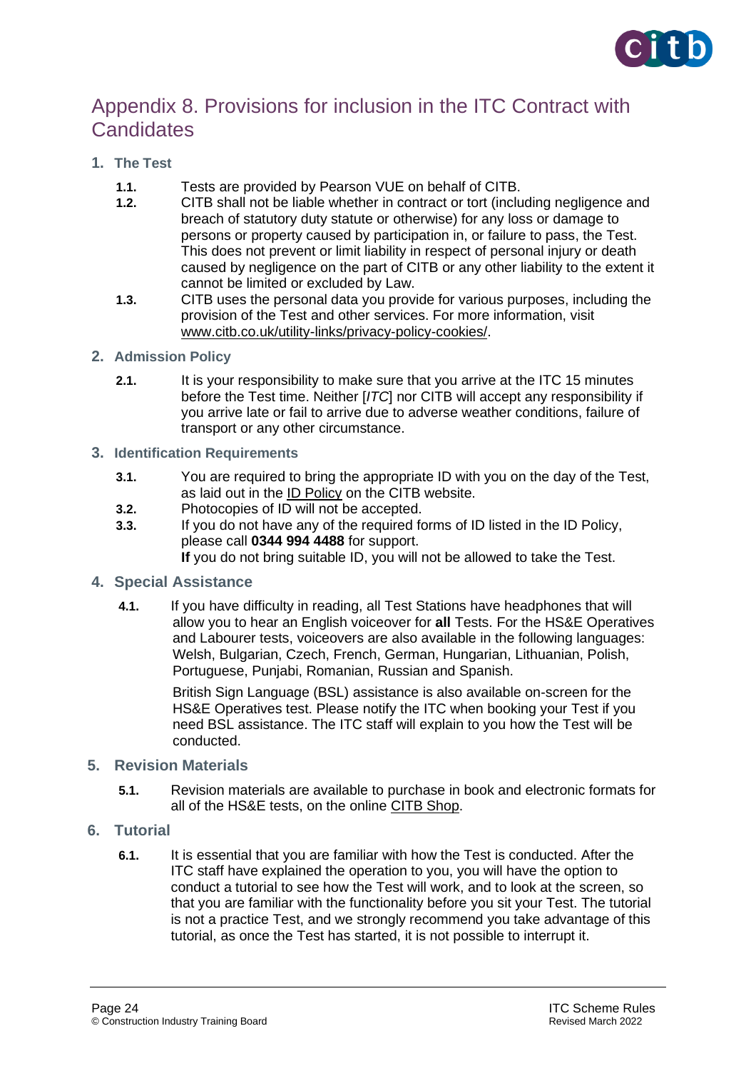# Appendix 8. Provisions for inclusion in the ITC Contract with Candidates

## 1. The Test

**1.1.** Tests are provided by Pearson VUE on behalf of CITB.

**1.2.** CITB shall not be liable whether in contract or tort (including negligence and breach of statutory duty statute or otherwise) for any loss or damage to persons or property caused by participation in, or failure to pass, the Test. This does not prevent or limit liability in respect of personal injury or death caused by negligence on the part of CITB or any other liability to the extent it cannot be limited or excluded by Law.

**1.3.** CITB uses the personal data you provide for various purposes, including the provision of the Test and other services. For more information, visit www.citb.co.uk/utility-links/privacy-policy-cookies/.

## 2. Admission Policy

**2.1.** It is your responsibility to make sure that you arrive at the ITC 15 minutes before the Test time. Neither [*ITC*] nor CITB will accept any responsibility if you arrive late or fail to arrive due to adverse weather conditions, failure of transport or any other circumstance.

## 3. Identification Requirements

**3.1.** You are required to bring the appropriate ID with you on the day of the Test, as laid out in the ID Policy on the CITB website.

**3.2.** Photocopies of ID will not be accepted.

**3.3.** If you do not have any of the required forms of ID listed in the ID Policy, please call **0344 994 4488** for support.
**If** you do not bring suitable ID, you will not be allowed to take the Test.

## 4. Special Assistance

**4.1.** If you have difficulty in reading, all Test Stations have headphones that will allow you to hear an English voiceover for **all** Tests. For the HS&E Operatives and Labourer tests, voiceovers are also available in the following languages: Welsh, Bulgarian, Czech, French, German, Hungarian, Lithuanian, Polish, Portuguese, Punjabi, Romanian, Russian and Spanish.

British Sign Language (BSL) assistance is also available on-screen for the HS&E Operatives test. Please notify the ITC when booking your Test if you need BSL assistance. The ITC staff will explain to you how the Test will be conducted.

## 5. Revision Materials

**5.1.** Revision materials are available to purchase in book and electronic formats for all of the HS&E tests, on the online CITB Shop.

## 6. Tutorial

**6.1.** It is essential that you are familiar with how the Test is conducted. After the ITC staff have explained the operation to you, you will have the option to conduct a tutorial to see how the Test will work, and to look at the screen, so that you are familiar with the functionality before you sit your Test. The tutorial is not a practice Test, and we strongly recommend you take advantage of this tutorial, as once the Test has started, it is not possible to interrupt it.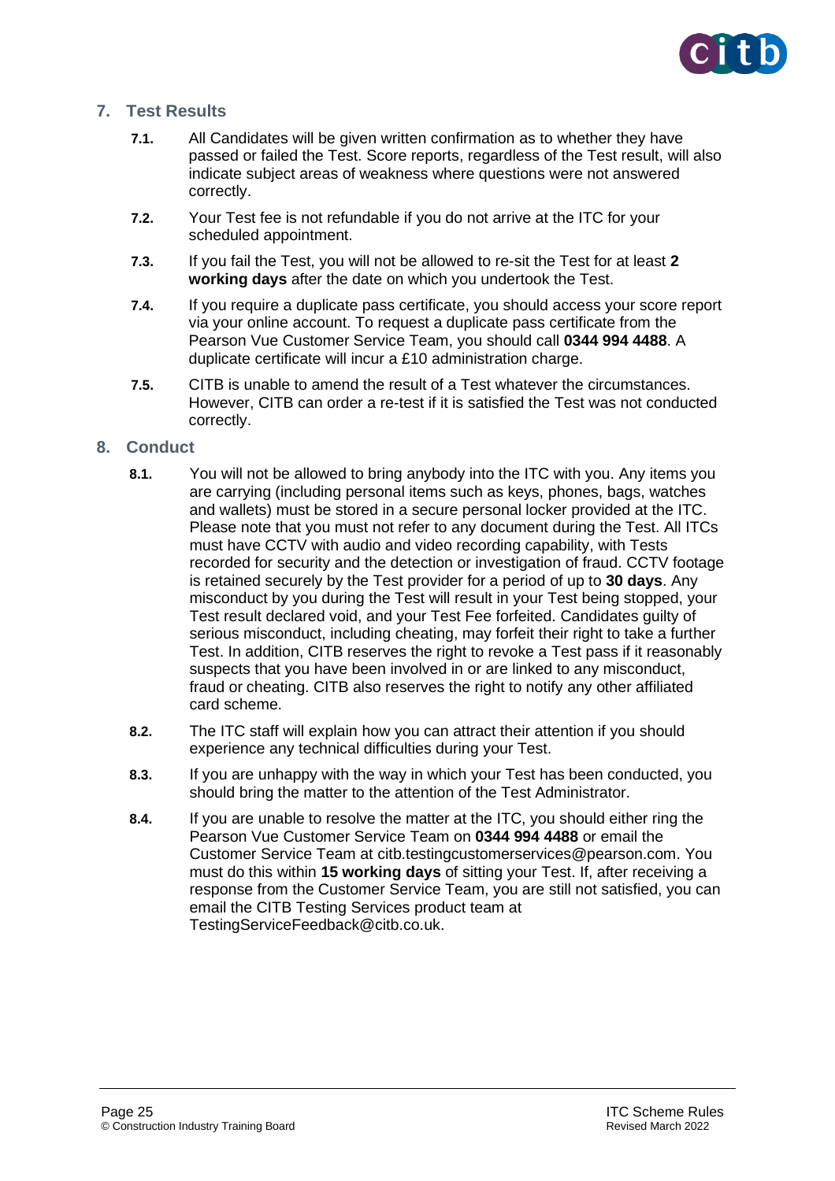## 7. Test Results

**7.1.** All Candidates will be given written confirmation as to whether they have passed or failed the Test. Score reports, regardless of the Test result, will also indicate subject areas of weakness where questions were not answered correctly.

**7.2.** Your Test fee is not refundable if you do not arrive at the ITC for your scheduled appointment.

**7.3.** If you fail the Test, you will not be allowed to re-sit the Test for at least **2 working days** after the date on which you undertook the Test.

**7.4.** If you require a duplicate pass certificate, you should access your score report via your online account. To request a duplicate pass certificate from the Pearson Vue Customer Service Team, you should call **0344 994 4488**. A duplicate certificate will incur a £10 administration charge.

**7.5.** CITB is unable to amend the result of a Test whatever the circumstances. However, CITB can order a re-test if it is satisfied the Test was not conducted correctly.

## 8. Conduct

**8.1.** You will not be allowed to bring anybody into the ITC with you. Any items you are carrying (including personal items such as keys, phones, bags, watches and wallets) must be stored in a secure personal locker provided at the ITC. Please note that you must not refer to any document during the Test. All ITCs must have CCTV with audio and video recording capability, with Tests recorded for security and the detection or investigation of fraud. CCTV footage is retained securely by the Test provider for a period of up to **30 days**. Any misconduct by you during the Test will result in your Test being stopped, your Test result declared void, and your Test Fee forfeited. Candidates guilty of serious misconduct, including cheating, may forfeit their right to take a further Test. In addition, CITB reserves the right to revoke a Test pass if it reasonably suspects that you have been involved in or are linked to any misconduct, fraud or cheating. CITB also reserves the right to notify any other affiliated card scheme.

**8.2.** The ITC staff will explain how you can attract their attention if you should experience any technical difficulties during your Test.

**8.3.** If you are unhappy with the way in which your Test has been conducted, you should bring the matter to the attention of the Test Administrator.

**8.4.** If you are unable to resolve the matter at the ITC, you should either ring the Pearson Vue Customer Service Team on **0344 994 4488** or email the Customer Service Team at citb.testingcustomerservices@pearson.com. You must do this within **15 working days** of sitting your Test. If, after receiving a response from the Customer Service Team, you are still not satisfied, you can email the CITB Testing Services product team at TestingServiceFeedback@citb.co.uk.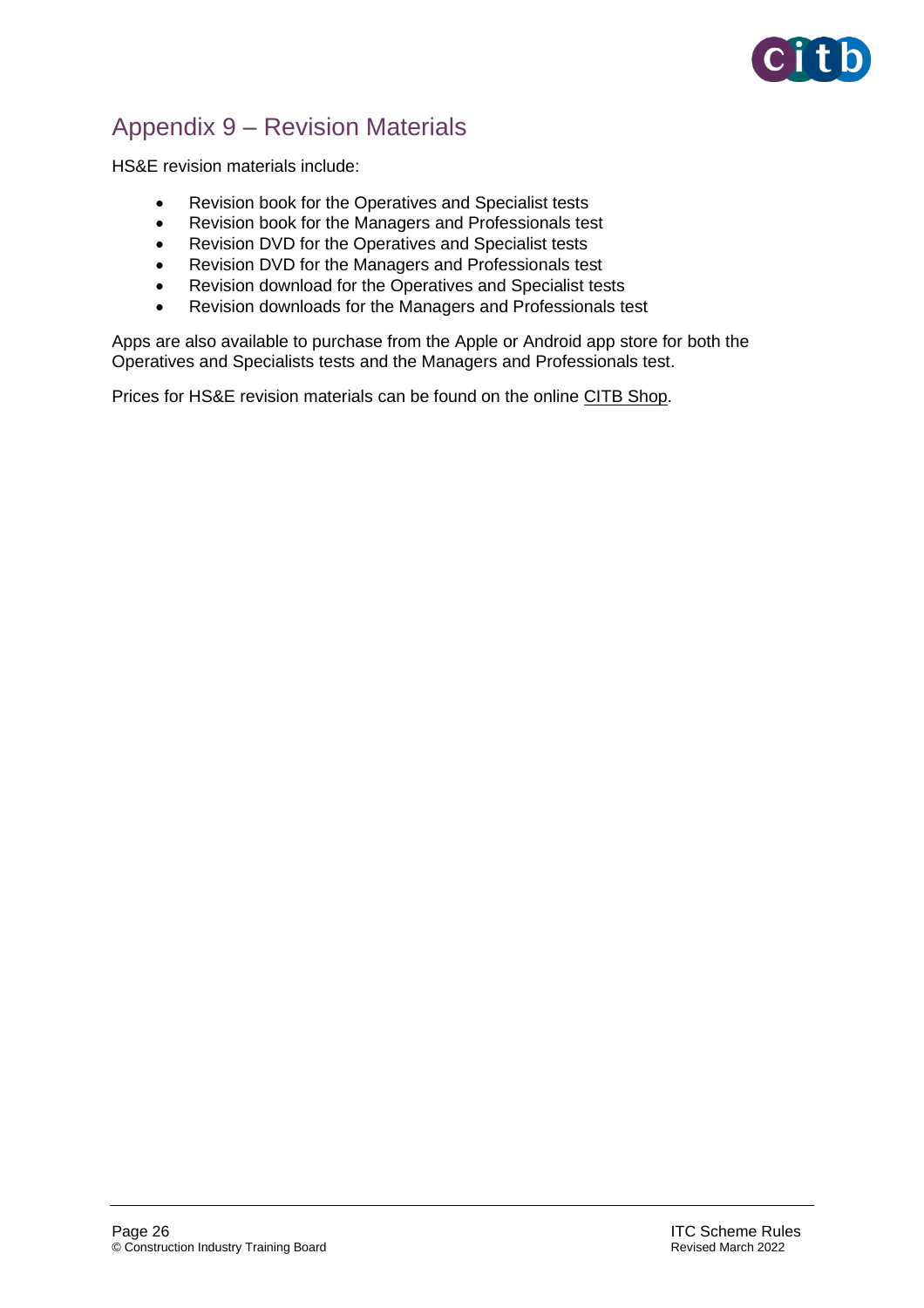## Appendix 9 – Revision Materials

HS&E revision materials include:

- Revision book for the Operatives and Specialist tests
- Revision book for the Managers and Professionals test
- Revision DVD for the Operatives and Specialist tests
- Revision DVD for the Managers and Professionals test
- Revision download for the Operatives and Specialist tests
- Revision downloads for the Managers and Professionals test

Apps are also available to purchase from the Apple or Android app store for both the Operatives and Specialists tests and the Managers and Professionals test.

Prices for HS&E revision materials can be found on the online CITB Shop.